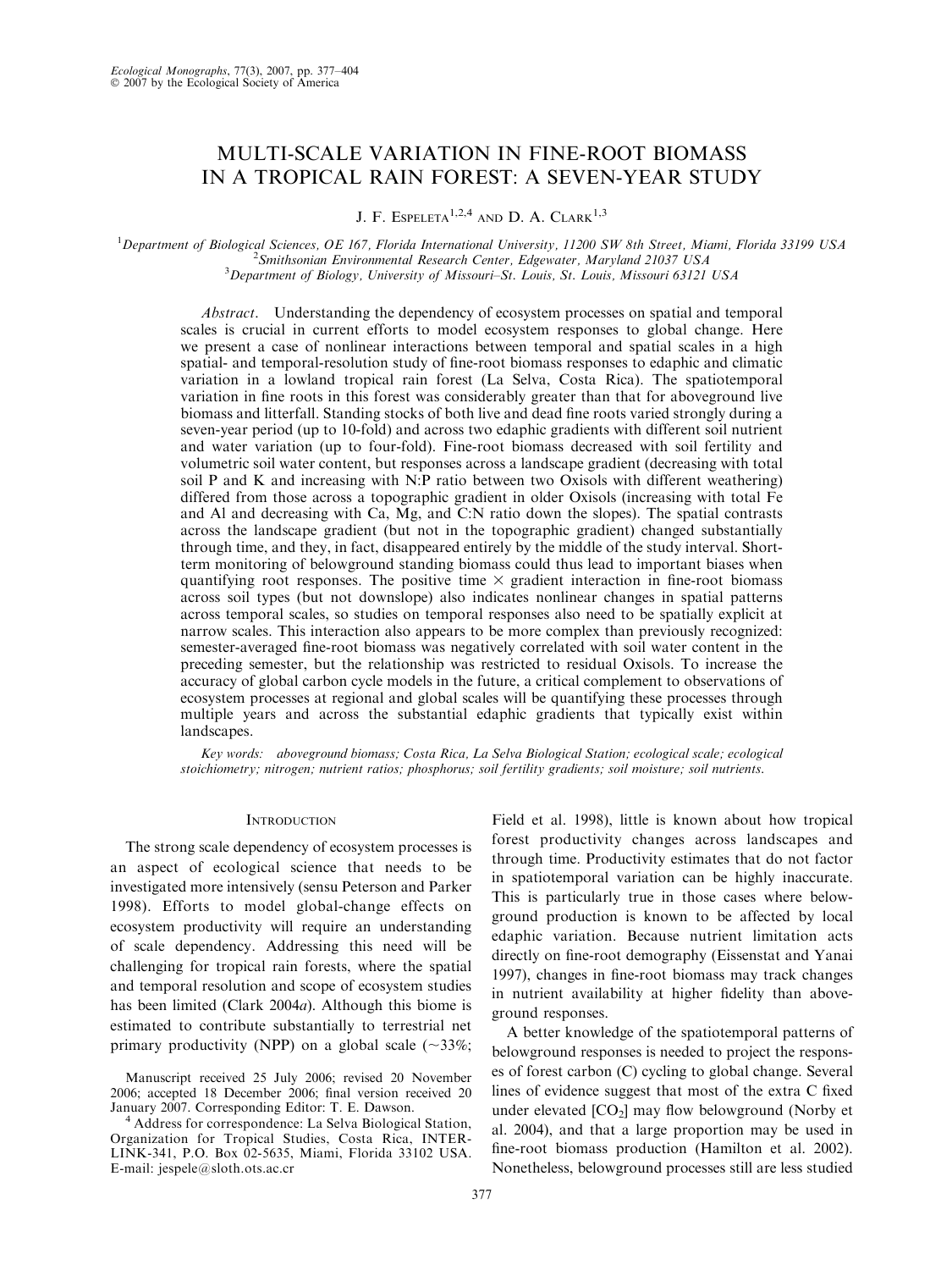# MULTI-SCALE VARIATION IN FINE-ROOT BIOMASS IN A TROPICAL RAIN FOREST: A SEVEN-YEAR STUDY

J. F. Espeleta[1,2,4] and D. A. Clark[1,3]

[1]Department of Biological Sciences, OE 167, Florida International University, 11200 SW 8th Street, Miami, Florida 33199 USA
[2]Smithsonian Environmental Research Center, Edgewater, Maryland 21037 USA
[3]Department of Biology, University of Missouri–St. Louis, St. Louis, Missouri 63121 USA

*Abstract*. Understanding the dependency of ecosystem processes on spatial and temporal scales is crucial in current efforts to model ecosystem responses to global change. Here we present a case of nonlinear interactions between temporal and spatial scales in a high spatial- and temporal-resolution study of fine-root biomass responses to edaphic and climatic variation in a lowland tropical rain forest (La Selva, Costa Rica). The spatiotemporal variation in fine roots in this forest was considerably greater than that for aboveground live biomass and litterfall. Standing stocks of both live and dead fine roots varied strongly during a seven-year period (up to 10-fold) and across two edaphic gradients with different soil nutrient and water variation (up to four-fold). Fine-root biomass decreased with soil fertility and volumetric soil water content, but responses across a landscape gradient (decreasing with total soil P and K and increasing with N:P ratio between two Oxisols with different weathering) differed from those across a topographic gradient in older Oxisols (increasing with total Fe and Al and decreasing with Ca, Mg, and C:N ratio down the slopes). The spatial contrasts across the landscape gradient (but not in the topographic gradient) changed substantially through time, and they, in fact, disappeared entirely by the middle of the study interval. Short-term monitoring of belowground standing biomass could thus lead to important biases when quantifying root responses. The positive time × gradient interaction in fine-root biomass across soil types (but not downslope) also indicates nonlinear changes in spatial patterns across temporal scales, so studies on temporal responses also need to be spatially explicit at narrow scales. This interaction also appears to be more complex than previously recognized: semester-averaged fine-root biomass was negatively correlated with soil water content in the preceding semester, but the relationship was restricted to residual Oxisols. To increase the accuracy of global carbon cycle models in the future, a critical complement to observations of ecosystem processes at regional and global scales will be quantifying these processes through multiple years and across the substantial edaphic gradients that typically exist within landscapes.

*Key words:* aboveground biomass; Costa Rica, La Selva Biological Station; ecological scale; ecological stoichiometry; nitrogen; nutrient ratios; phosphorus; soil fertility gradients; soil moisture; soil nutrients.

## Introduction

The strong scale dependency of ecosystem processes is an aspect of ecological science that needs to be investigated more intensively (sensu Peterson and Parker 1998). Efforts to model global-change effects on ecosystem productivity will require an understanding of scale dependency. Addressing this need will be challenging for tropical rain forests, where the spatial and temporal resolution and scope of ecosystem studies has been limited (Clark 2004*a*). Although this biome is estimated to contribute substantially to terrestrial net primary productivity (NPP) on a global scale (~33%; Field et al. 1998), little is known about how tropical forest productivity changes across landscapes and through time. Productivity estimates that do not factor in spatiotemporal variation can be highly inaccurate. This is particularly true in those cases where belowground production is known to be affected by local edaphic variation. Because nutrient limitation acts directly on fine-root demography (Eissenstat and Yanai 1997), changes in fine-root biomass may track changes in nutrient availability at higher fidelity than aboveground responses.

A better knowledge of the spatiotemporal patterns of belowground responses is needed to project the responses of forest carbon (C) cycling to global change. Several lines of evidence suggest that most of the extra C fixed under elevated [$CO_2$] may flow belowground (Norby et al. 2004), and that a large proportion may be used in fine-root biomass production (Hamilton et al. 2002). Nonetheless, belowground processes still are less studied

Manuscript received 25 July 2006; revised 20 November 2006; accepted 18 December 2006; final version received 20 January 2007. Corresponding Editor: T. E. Dawson.

[4] Address for correspondence: La Selva Biological Station, Organization for Tropical Studies, Costa Rica, INTERLINK-341, P.O. Box 02-5635, Miami, Florida 33102 USA. E-mail: jespele@sloth.ots.ac.cr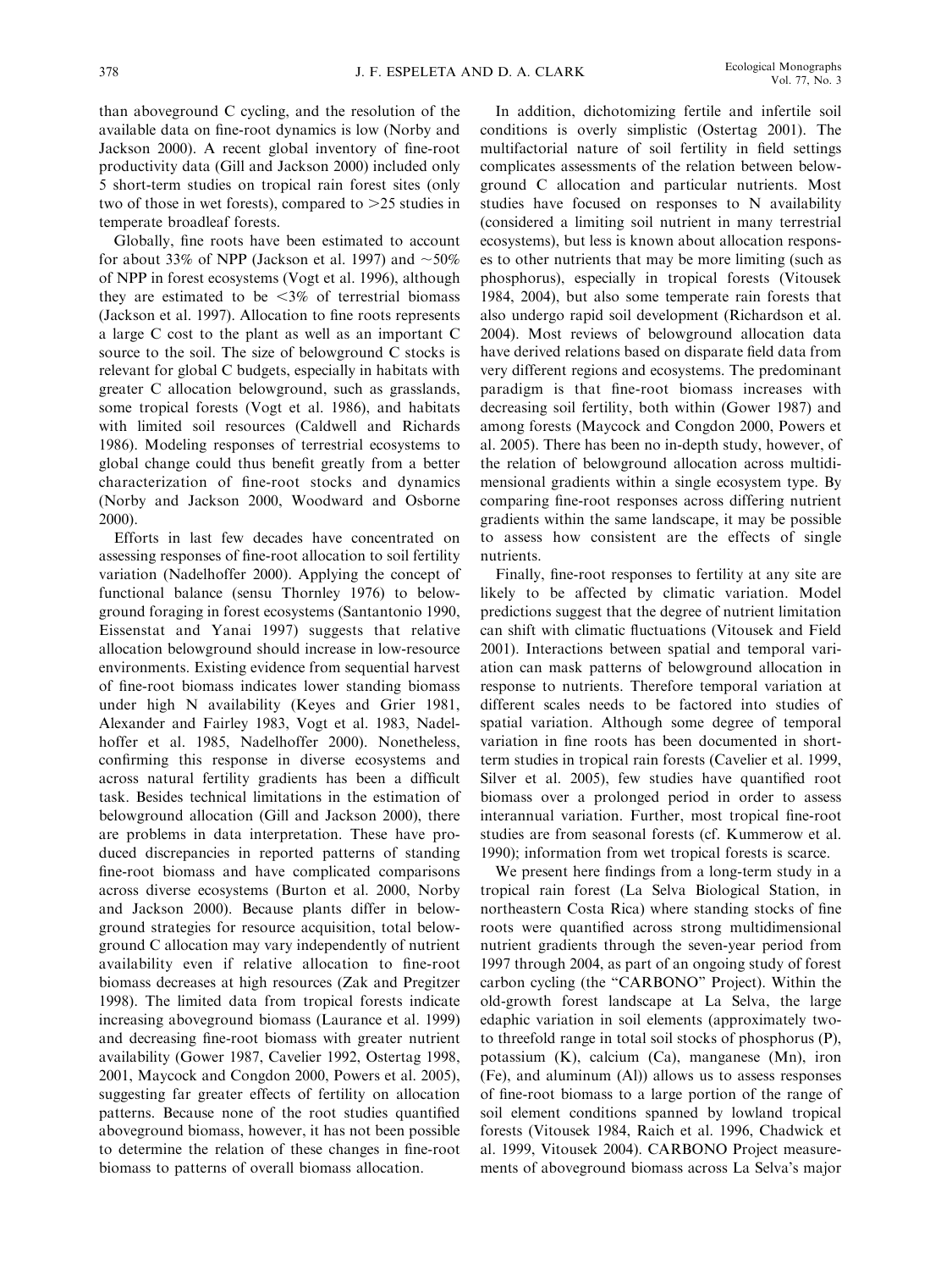than aboveground C cycling, and the resolution of the available data on fine-root dynamics is low (Norby and Jackson 2000). A recent global inventory of fine-root productivity data (Gill and Jackson 2000) included only 5 short-term studies on tropical rain forest sites (only two of those in wet forests), compared to >25 studies in temperate broadleaf forests.

Globally, fine roots have been estimated to account for about 33% of NPP (Jackson et al. 1997) and ~50% of NPP in forest ecosystems (Vogt et al. 1996), although they are estimated to be <3% of terrestrial biomass (Jackson et al. 1997). Allocation to fine roots represents a large C cost to the plant as well as an important C source to the soil. The size of belowground C stocks is relevant for global C budgets, especially in habitats with greater C allocation belowground, such as grasslands, some tropical forests (Vogt et al. 1986), and habitats with limited soil resources (Caldwell and Richards 1986). Modeling responses of terrestrial ecosystems to global change could thus benefit greatly from a better characterization of fine-root stocks and dynamics (Norby and Jackson 2000, Woodward and Osborne 2000).

Efforts in last few decades have concentrated on assessing responses of fine-root allocation to soil fertility variation (Nadelhoffer 2000). Applying the concept of functional balance (sensu Thornley 1976) to belowground foraging in forest ecosystems (Santantonio 1990, Eissenstat and Yanai 1997) suggests that relative allocation belowground should increase in low-resource environments. Existing evidence from sequential harvest of fine-root biomass indicates lower standing biomass under high N availability (Keyes and Grier 1981, Alexander and Fairley 1983, Vogt et al. 1983, Nadelhoffer et al. 1985, Nadelhoffer 2000). Nonetheless, confirming this response in diverse ecosystems and across natural fertility gradients has been a difficult task. Besides technical limitations in the estimation of belowground allocation (Gill and Jackson 2000), there are problems in data interpretation. These have produced discrepancies in reported patterns of standing fine-root biomass and have complicated comparisons across diverse ecosystems (Burton et al. 2000, Norby and Jackson 2000). Because plants differ in belowground strategies for resource acquisition, total belowground C allocation may vary independently of nutrient availability even if relative allocation to fine-root biomass decreases at high resources (Zak and Pregitzer 1998). The limited data from tropical forests indicate increasing aboveground biomass (Laurance et al. 1999) and decreasing fine-root biomass with greater nutrient availability (Gower 1987, Cavelier 1992, Ostertag 1998, 2001, Maycock and Congdon 2000, Powers et al. 2005), suggesting far greater effects of fertility on allocation patterns. Because none of the root studies quantified aboveground biomass, however, it has not been possible to determine the relation of these changes in fine-root biomass to patterns of overall biomass allocation.

In addition, dichotomizing fertile and infertile soil conditions is overly simplistic (Ostertag 2001). The multifactorial nature of soil fertility in field settings complicates assessments of the relation between belowground C allocation and particular nutrients. Most studies have focused on responses to N availability (considered a limiting soil nutrient in many terrestrial ecosystems), but less is known about allocation responses to other nutrients that may be more limiting (such as phosphorus), especially in tropical forests (Vitousek 1984, 2004), but also some temperate rain forests that also undergo rapid soil development (Richardson et al. 2004). Most reviews of belowground allocation data have derived relations based on disparate field data from very different regions and ecosystems. The predominant paradigm is that fine-root biomass increases with decreasing soil fertility, both within (Gower 1987) and among forests (Maycock and Congdon 2000, Powers et al. 2005). There has been no in-depth study, however, of the relation of belowground allocation across multidimensional gradients within a single ecosystem type. By comparing fine-root responses across differing nutrient gradients within the same landscape, it may be possible to assess how consistent are the effects of single nutrients.

Finally, fine-root responses to fertility at any site are likely to be affected by climatic variation. Model predictions suggest that the degree of nutrient limitation can shift with climatic fluctuations (Vitousek and Field 2001). Interactions between spatial and temporal variation can mask patterns of belowground allocation in response to nutrients. Therefore temporal variation at different scales needs to be factored into studies of spatial variation. Although some degree of temporal variation in fine roots has been documented in short-term studies in tropical rain forests (Cavelier et al. 1999, Silver et al. 2005), few studies have quantified root biomass over a prolonged period in order to assess interannual variation. Further, most tropical fine-root studies are from seasonal forests (cf. Kummerow et al. 1990); information from wet tropical forests is scarce.

We present here findings from a long-term study in a tropical rain forest (La Selva Biological Station, in northeastern Costa Rica) where standing stocks of fine roots were quantified across strong multidimensional nutrient gradients through the seven-year period from 1997 through 2004, as part of an ongoing study of forest carbon cycling (the "CARBONO" Project). Within the old-growth forest landscape at La Selva, the large edaphic variation in soil elements (approximately two- to threefold range in total soil stocks of phosphorus (P), potassium (K), calcium (Ca), manganese (Mn), iron (Fe), and aluminum (Al)) allows us to assess responses of fine-root biomass to a large portion of the range of soil element conditions spanned by lowland tropical forests (Vitousek 1984, Raich et al. 1996, Chadwick et al. 1999, Vitousek 2004). CARBONO Project measurements of aboveground biomass across La Selva's major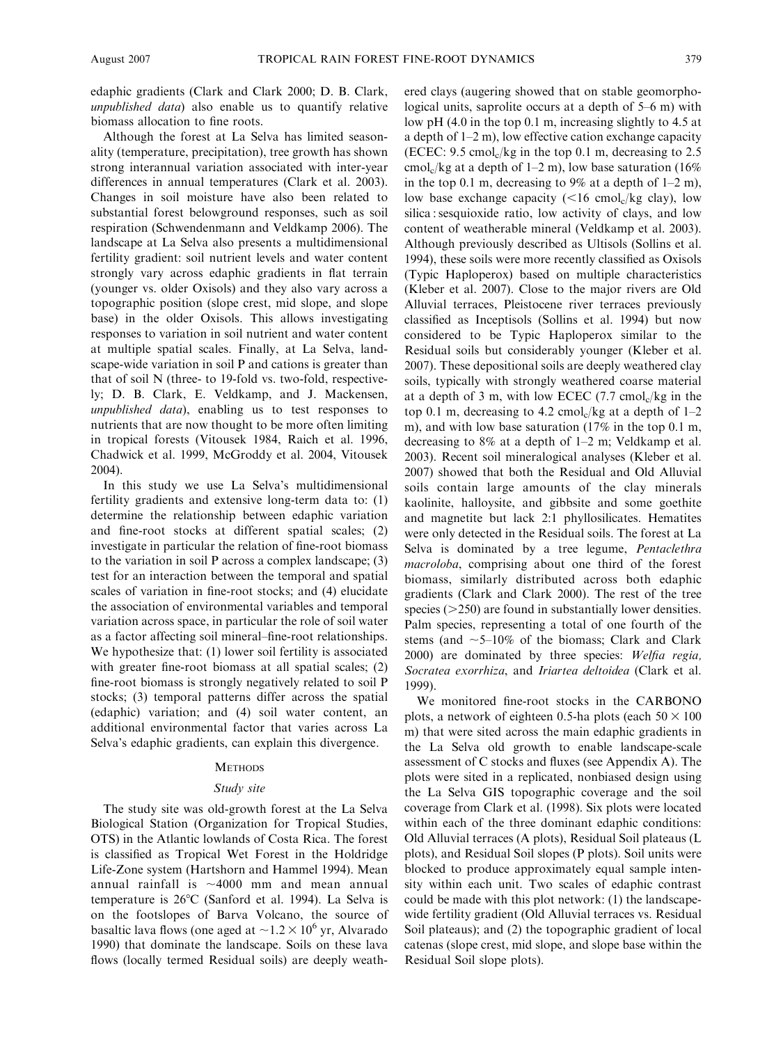edaphic gradients (Clark and Clark 2000; D. B. Clark, *unpublished data*) also enable us to quantify relative biomass allocation to fine roots.

Although the forest at La Selva has limited seasonality (temperature, precipitation), tree growth has shown strong interannual variation associated with inter-year differences in annual temperatures (Clark et al. 2003). Changes in soil moisture have also been related to substantial forest belowground responses, such as soil respiration (Schwendenmann and Veldkamp 2006). The landscape at La Selva also presents a multidimensional fertility gradient: soil nutrient levels and water content strongly vary across edaphic gradients in flat terrain (younger vs. older Oxisols) and they also vary across a topographic position (slope crest, mid slope, and slope base) in the older Oxisols. This allows investigating responses to variation in soil nutrient and water content at multiple spatial scales. Finally, at La Selva, landscape-wide variation in soil P and cations is greater than that of soil N (three- to 19-fold vs. two-fold, respectively; D. B. Clark, E. Veldkamp, and J. Mackensen, *unpublished data*), enabling us to test responses to nutrients that are now thought to be more often limiting in tropical forests (Vitousek 1984, Raich et al. 1996, Chadwick et al. 1999, McGroddy et al. 2004, Vitousek 2004).

In this study we use La Selva's multidimensional fertility gradients and extensive long-term data to: (1) determine the relationship between edaphic variation and fine-root stocks at different spatial scales; (2) investigate in particular the relation of fine-root biomass to the variation in soil P across a complex landscape; (3) test for an interaction between the temporal and spatial scales of variation in fine-root stocks; and (4) elucidate the association of environmental variables and temporal variation across space, in particular the role of soil water as a factor affecting soil mineral–fine-root relationships. We hypothesize that: (1) lower soil fertility is associated with greater fine-root biomass at all spatial scales; (2) fine-root biomass is strongly negatively related to soil P stocks; (3) temporal patterns differ across the spatial (edaphic) variation; and (4) soil water content, an additional environmental factor that varies across La Selva's edaphic gradients, can explain this divergence.

## Methods

### Study site

The study site was old-growth forest at the La Selva Biological Station (Organization for Tropical Studies, OTS) in the Atlantic lowlands of Costa Rica. The forest is classified as Tropical Wet Forest in the Holdridge Life-Zone system (Hartshorn and Hammel 1994). Mean annual rainfall is $\sim$4000 mm and mean annual temperature is 26°C (Sanford et al. 1994). La Selva is on the footslopes of Barva Volcano, the source of basaltic lava flows (one aged at $\sim 1.2 \times 10^6$ yr, Alvarado 1990) that dominate the landscape. Soils on these lava flows (locally termed Residual soils) are deeply weathered clays (augering showed that on stable geomorphological units, saprolite occurs at a depth of 5–6 m) with low pH (4.0 in the top 0.1 m, increasing slightly to 4.5 at a depth of 1–2 m), low effective cation exchange capacity (ECEC: 9.5 $cmol_c$/kg in the top 0.1 m, decreasing to 2.5 $cmol_c$/kg at a depth of 1–2 m), low base saturation (16% in the top 0.1 m, decreasing to 9% at a depth of 1–2 m), low base exchange capacity (<16 $cmol_c$/kg clay), low silica : sesquioxide ratio, low activity of clays, and low content of weatherable mineral (Veldkamp et al. 2003). Although previously described as Ultisols (Sollins et al. 1994), these soils were more recently classified as Oxisols (Typic Haploperox) based on multiple characteristics (Kleber et al. 2007). Close to the major rivers are Old Alluvial terraces, Pleistocene river terraces previously classified as Inceptisols (Sollins et al. 1994) but now considered to be Typic Haploperox similar to the Residual soils but considerably younger (Kleber et al. 2007). These depositional soils are deeply weathered clay soils, typically with strongly weathered coarse material at a depth of 3 m, with low ECEC (7.7 $cmol_c$/kg in the top 0.1 m, decreasing to 4.2 $cmol_c$/kg at a depth of 1–2 m), and with low base saturation (17% in the top 0.1 m, decreasing to 8% at a depth of 1–2 m; Veldkamp et al. 2003). Recent soil mineralogical analyses (Kleber et al. 2007) showed that both the Residual and Old Alluvial soils contain large amounts of the clay minerals kaolinite, halloysite, and gibbsite and some goethite and magnetite but lack 2:1 phyllosilicates. Hematites were only detected in the Residual soils. The forest at La Selva is dominated by a tree legume, *Pentaclethra macroloba*, comprising about one third of the forest biomass, similarly distributed across both edaphic gradients (Clark and Clark 2000). The rest of the tree species (>250) are found in substantially lower densities. Palm species, representing a total of one fourth of the stems (and $\sim$5–10% of the biomass; Clark and Clark 2000) are dominated by three species: *Welfia regia, Socratea exorrhiza*, and *Iriartea deltoidea* (Clark et al. 1999).

We monitored fine-root stocks in the CARBONO plots, a network of eighteen 0.5-ha plots (each $50 \times 100$ m) that were sited across the main edaphic gradients in the La Selva old growth to enable landscape-scale assessment of C stocks and fluxes (see Appendix A). The plots were sited in a replicated, nonbiased design using the La Selva GIS topographic coverage and the soil coverage from Clark et al. (1998). Six plots were located within each of the three dominant edaphic conditions: Old Alluvial terraces (A plots), Residual Soil plateaus (L plots), and Residual Soil slopes (P plots). Soil units were blocked to produce approximately equal sample intensity within each unit. Two scales of edaphic contrast could be made with this plot network: (1) the landscape-wide fertility gradient (Old Alluvial terraces vs. Residual Soil plateaus); and (2) the topographic gradient of local catenas (slope crest, mid slope, and slope base within the Residual Soil slope plots).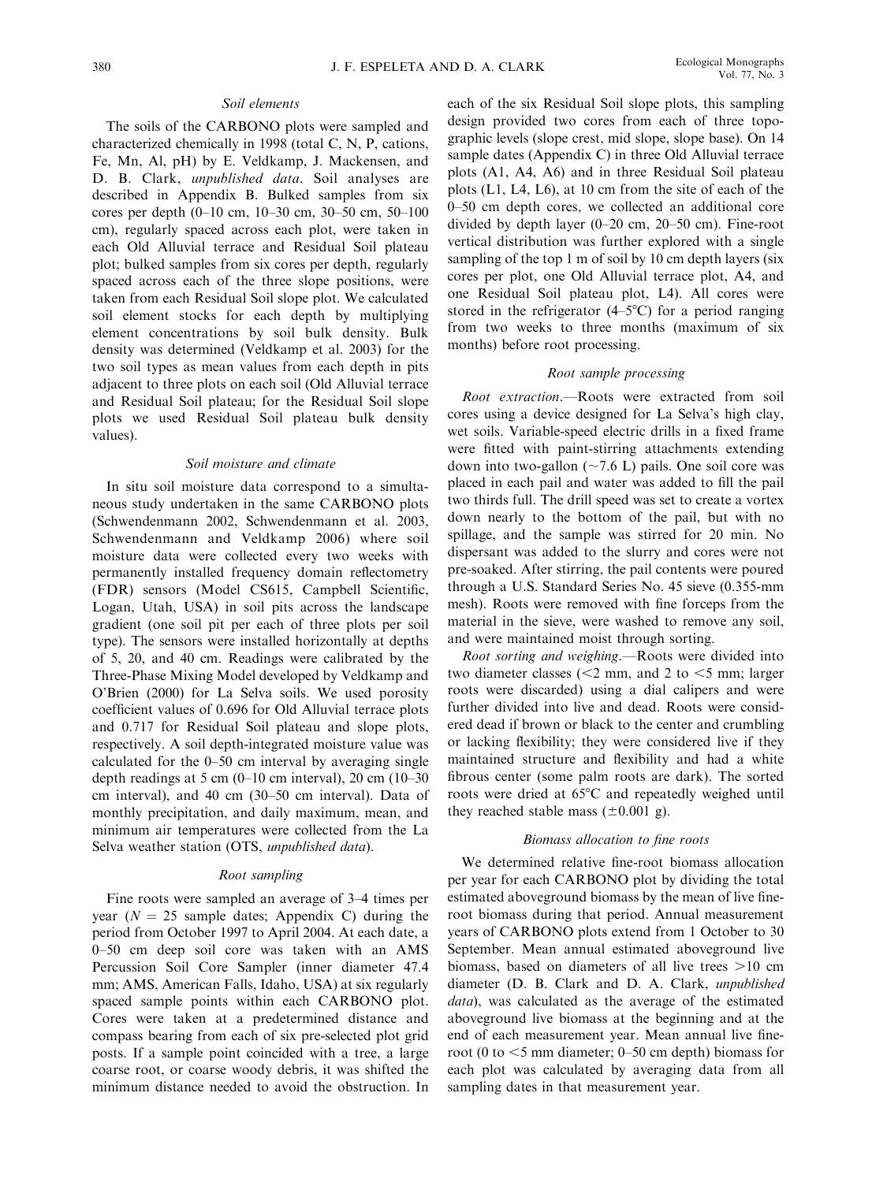### Soil elements

The soils of the CARBONO plots were sampled and characterized chemically in 1998 (total C, N, P, cations, Fe, Mn, Al, pH) by E. Veldkamp, J. Mackensen, and D. B. Clark, *unpublished data*. Soil analyses are described in Appendix B. Bulked samples from six cores per depth (0–10 cm, 10–30 cm, 30–50 cm, 50–100 cm), regularly spaced across each plot, were taken in each Old Alluvial terrace and Residual Soil plateau plot; bulked samples from six cores per depth, regularly spaced across each of the three slope positions, were taken from each Residual Soil slope plot. We calculated soil element stocks for each depth by multiplying element concentrations by soil bulk density. Bulk density was determined (Veldkamp et al. 2003) for the two soil types as mean values from each depth in pits adjacent to three plots on each soil (Old Alluvial terrace and Residual Soil plateau; for the Residual Soil slope plots we used Residual Soil plateau bulk density values).

### Soil moisture and climate

In situ soil moisture data correspond to a simultaneous study undertaken in the same CARBONO plots (Schwendenmann 2002, Schwendenmann et al. 2003, Schwendenmann and Veldkamp 2006) where soil moisture data were collected every two weeks with permanently installed frequency domain reflectometry (FDR) sensors (Model CS615, Campbell Scientific, Logan, Utah, USA) in soil pits across the landscape gradient (one soil pit per each of three plots per soil type). The sensors were installed horizontally at depths of 5, 20, and 40 cm. Readings were calibrated by the Three-Phase Mixing Model developed by Veldkamp and O'Brien (2000) for La Selva soils. We used porosity coefficient values of 0.696 for Old Alluvial terrace plots and 0.717 for Residual Soil plateau and slope plots, respectively. A soil depth-integrated moisture value was calculated for the 0–50 cm interval by averaging single depth readings at 5 cm (0–10 cm interval), 20 cm (10–30 cm interval), and 40 cm (30–50 cm interval). Data of monthly precipitation, and daily maximum, mean, and minimum air temperatures were collected from the La Selva weather station (OTS, *unpublished data*).

### Root sampling

Fine roots were sampled an average of 3–4 times per year ($N = 25$ sample dates; Appendix C) during the period from October 1997 to April 2004. At each date, a 0–50 cm deep soil core was taken with an AMS Percussion Soil Core Sampler (inner diameter 47.4 mm; AMS, American Falls, Idaho, USA) at six regularly spaced sample points within each CARBONO plot. Cores were taken at a predetermined distance and compass bearing from each of six pre-selected plot grid posts. If a sample point coincided with a tree, a large coarse root, or coarse woody debris, it was shifted the minimum distance needed to avoid the obstruction. In each of the six Residual Soil slope plots, this sampling design provided two cores from each of three topographic levels (slope crest, mid slope, slope base). On 14 sample dates (Appendix C) in three Old Alluvial terrace plots (A1, A4, A6) and in three Residual Soil plateau plots (L1, L4, L6), at 10 cm from the site of each of the 0–50 cm depth cores, we collected an additional core divided by depth layer (0–20 cm, 20–50 cm). Fine-root vertical distribution was further explored with a single sampling of the top 1 m of soil by 10 cm depth layers (six cores per plot, one Old Alluvial terrace plot, A4, and one Residual Soil plateau plot, L4). All cores were stored in the refrigerator (4–5°C) for a period ranging from two weeks to three months (maximum of six months) before root processing.

### Root sample processing

*Root extraction.*—Roots were extracted from soil cores using a device designed for La Selva's high clay, wet soils. Variable-speed electric drills in a fixed frame were fitted with paint-stirring attachments extending down into two-gallon (~7.6 L) pails. One soil core was placed in each pail and water was added to fill the pail two thirds full. The drill speed was set to create a vortex down nearly to the bottom of the pail, but with no spillage, and the sample was stirred for 20 min. No dispersant was added to the slurry and cores were not pre-soaked. After stirring, the pail contents were poured through a U.S. Standard Series No. 45 sieve (0.355-mm mesh). Roots were removed with fine forceps from the material in the sieve, were washed to remove any soil, and were maintained moist through sorting.

*Root sorting and weighing.*—Roots were divided into two diameter classes (<2 mm, and 2 to <5 mm; larger roots were discarded) using a dial calipers and were further divided into live and dead. Roots were considered dead if brown or black to the center and crumbling or lacking flexibility; they were considered live if they maintained structure and flexibility and had a white fibrous center (some palm roots are dark). The sorted roots were dried at 65°C and repeatedly weighed until they reached stable mass (±0.001 g).

### Biomass allocation to fine roots

We determined relative fine-root biomass allocation per year for each CARBONO plot by dividing the total estimated aboveground biomass by the mean of live fine-root biomass during that period. Annual measurement years of CARBONO plots extend from 1 October to 30 September. Mean annual estimated aboveground live biomass, based on diameters of all live trees >10 cm diameter (D. B. Clark and D. A. Clark, *unpublished data*), was calculated as the average of the estimated aboveground live biomass at the beginning and at the end of each measurement year. Mean annual live fine-root (0 to <5 mm diameter; 0–50 cm depth) biomass for each plot was calculated by averaging data from all sampling dates in that measurement year.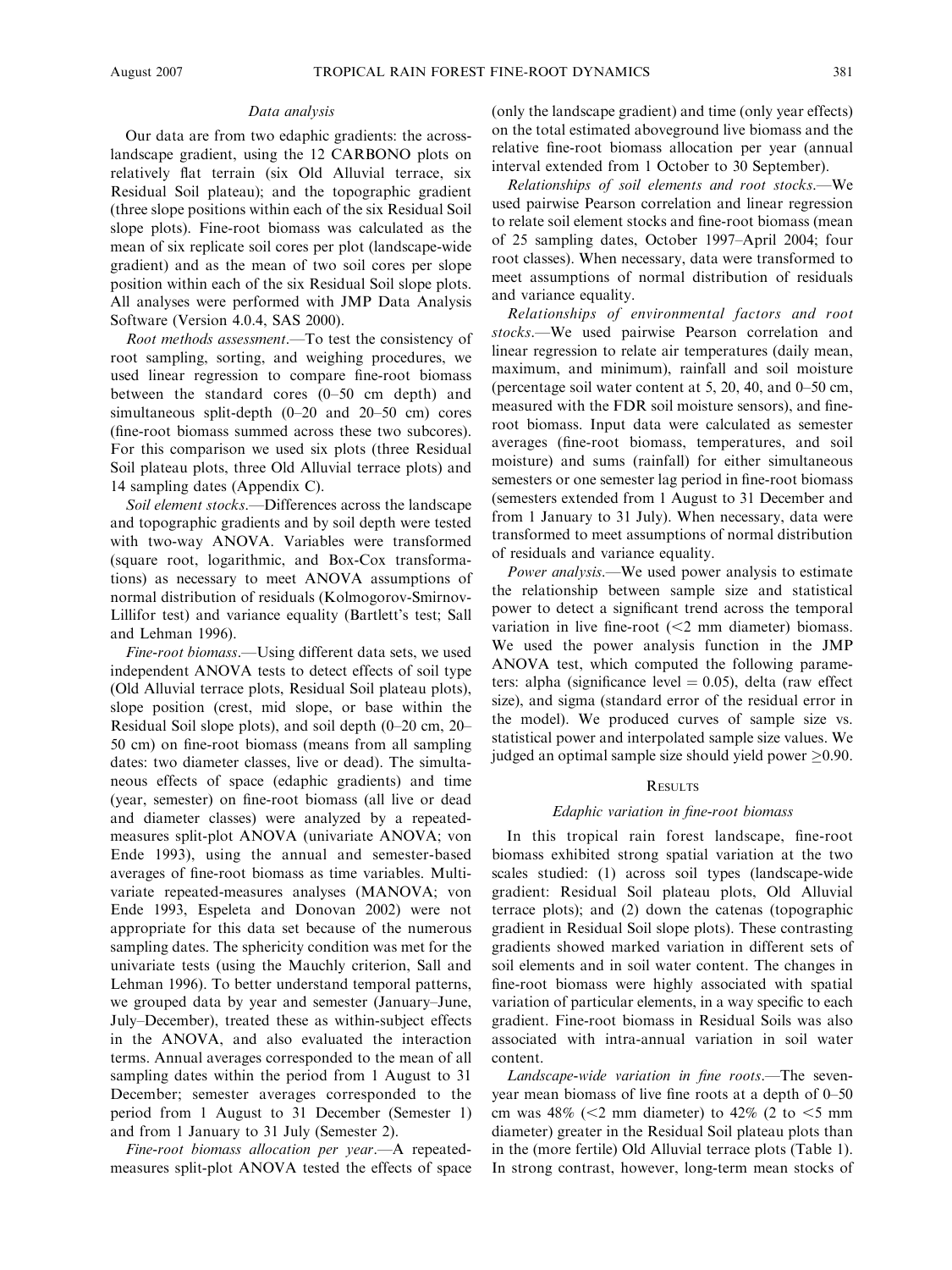### Data analysis

Our data are from two edaphic gradients: the across-landscape gradient, using the 12 CARBONO plots on relatively flat terrain (six Old Alluvial terrace, six Residual Soil plateau); and the topographic gradient (three slope positions within each of the six Residual Soil slope plots). Fine-root biomass was calculated as the mean of six replicate soil cores per plot (landscape-wide gradient) and as the mean of two soil cores per slope position within each of the six Residual Soil slope plots. All analyses were performed with JMP Data Analysis Software (Version 4.0.4, SAS 2000).

*Root methods assessment*.—To test the consistency of root sampling, sorting, and weighing procedures, we used linear regression to compare fine-root biomass between the standard cores (0–50 cm depth) and simultaneous split-depth (0–20 and 20–50 cm) cores (fine-root biomass summed across these two subcores). For this comparison we used six plots (three Residual Soil plateau plots, three Old Alluvial terrace plots) and 14 sampling dates (Appendix C).

*Soil element stocks*.—Differences across the landscape and topographic gradients and by soil depth were tested with two-way ANOVA. Variables were transformed (square root, logarithmic, and Box-Cox transformations) as necessary to meet ANOVA assumptions of normal distribution of residuals (Kolmogorov-Smirnov-Lillifor test) and variance equality (Bartlett's test; Sall and Lehman 1996).

*Fine-root biomass*.—Using different data sets, we used independent ANOVA tests to detect effects of soil type (Old Alluvial terrace plots, Residual Soil plateau plots), slope position (crest, mid slope, or base within the Residual Soil slope plots), and soil depth (0–20 cm, 20–50 cm) on fine-root biomass (means from all sampling dates: two diameter classes, live or dead). The simultaneous effects of space (edaphic gradients) and time (year, semester) on fine-root biomass (all live or dead and diameter classes) were analyzed by a repeated-measures split-plot ANOVA (univariate ANOVA; von Ende 1993), using the annual and semester-based averages of fine-root biomass as time variables. Multivariate repeated-measures analyses (MANOVA; von Ende 1993, Espeleta and Donovan 2002) were not appropriate for this data set because of the numerous sampling dates. The sphericity condition was met for the univariate tests (using the Mauchly criterion, Sall and Lehman 1996). To better understand temporal patterns, we grouped data by year and semester (January–June, July–December), treated these as within-subject effects in the ANOVA, and also evaluated the interaction terms. Annual averages corresponded to the mean of all sampling dates within the period from 1 August to 31 December; semester averages corresponded to the period from 1 August to 31 December (Semester 1) and from 1 January to 31 July (Semester 2).

*Fine-root biomass allocation per year*.—A repeated-measures split-plot ANOVA tested the effects of space (only the landscape gradient) and time (only year effects) on the total estimated aboveground live biomass and the relative fine-root biomass allocation per year (annual interval extended from 1 October to 30 September).

*Relationships of soil elements and root stocks*.—We used pairwise Pearson correlation and linear regression to relate soil element stocks and fine-root biomass (mean of 25 sampling dates, October 1997–April 2004; four root classes). When necessary, data were transformed to meet assumptions of normal distribution of residuals and variance equality.

*Relationships of environmental factors and root stocks*.—We used pairwise Pearson correlation and linear regression to relate air temperatures (daily mean, maximum, and minimum), rainfall and soil moisture (percentage soil water content at 5, 20, 40, and 0–50 cm, measured with the FDR soil moisture sensors), and fine-root biomass. Input data were calculated as semester averages (fine-root biomass, temperatures, and soil moisture) and sums (rainfall) for either simultaneous semesters or one semester lag period in fine-root biomass (semesters extended from 1 August to 31 December and from 1 January to 31 July). When necessary, data were transformed to meet assumptions of normal distribution of residuals and variance equality.

*Power analysis*.—We used power analysis to estimate the relationship between sample size and statistical power to detect a significant trend across the temporal variation in live fine-root (<2 mm diameter) biomass. We used the power analysis function in the JMP ANOVA test, which computed the following parameters: alpha (significance level = 0.05), delta (raw effect size), and sigma (standard error of the residual error in the model). We produced curves of sample size vs. statistical power and interpolated sample size values. We judged an optimal sample size should yield power $\geq$0.90.

## Results

### Edaphic variation in fine-root biomass

In this tropical rain forest landscape, fine-root biomass exhibited strong spatial variation at the two scales studied: (1) across soil types (landscape-wide gradient: Residual Soil plateau plots, Old Alluvial terrace plots); and (2) down the catenas (topographic gradient in Residual Soil slope plots). These contrasting gradients showed marked variation in different sets of soil elements and in soil water content. The changes in fine-root biomass were highly associated with spatial variation of particular elements, in a way specific to each gradient. Fine-root biomass in Residual Soils was also associated with intra-annual variation in soil water content.

*Landscape-wide variation in fine roots*.—The seven-year mean biomass of live fine roots at a depth of 0–50 cm was 48% (<2 mm diameter) to 42% (2 to <5 mm diameter) greater in the Residual Soil plateau plots than in the (more fertile) Old Alluvial terrace plots (Table 1). In strong contrast, however, long-term mean stocks of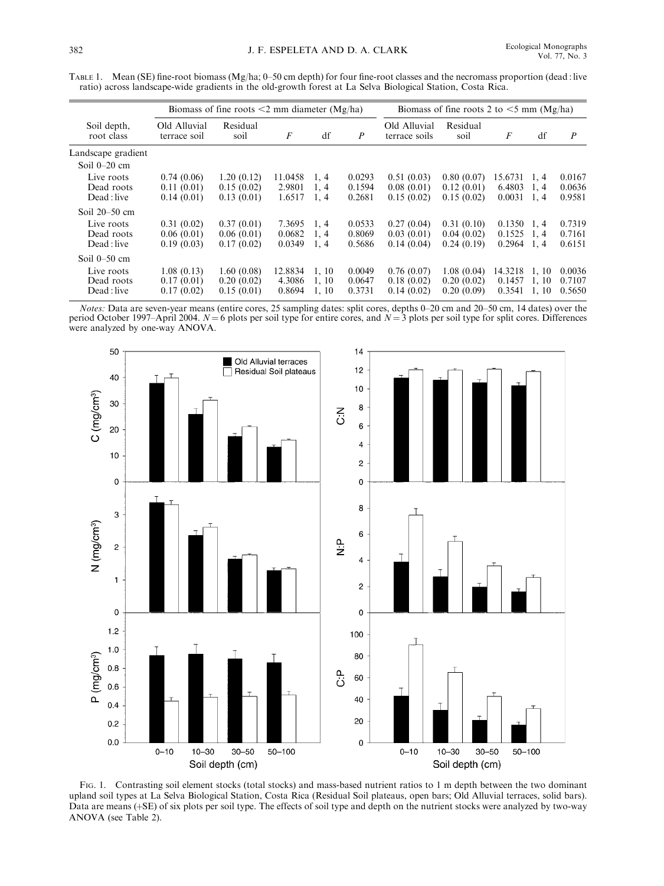TABLE 1. Mean (SE) fine-root biomass (Mg/ha; 0–50 cm depth) for four fine-root classes and the necromass proportion (dead : live ratio) across landscape-wide gradients in the old-growth forest at La Selva Biological Station, Costa Rica.

| Soil depth, root class | Biomass of fine roots <2 mm diameter (Mg/ha) | | | | | Biomass of fine roots 2 to <5 mm (Mg/ha) | | | | |
|---|---|---|---|---|---|---|---|---|---|---|
| | Old Alluvial terrace soil | Residual soil | $F$ | df | $P$ | Old Alluvial terrace soils | Residual soil | $F$ | df | $P$ |
| Landscape gradient | | | | | | | | | | |
| Soil 0–20 cm | | | | | | | | | | |
| Live roots | 0.74 (0.06) | 1.20 (0.12) | 11.0458 | 1, 4 | 0.0293 | 0.51 (0.03) | 0.80 (0.07) | 15.6731 | 1, 4 | 0.0167 |
| Dead roots | 0.11 (0.01) | 0.15 (0.02) | 2.9801 | 1, 4 | 0.1594 | 0.08 (0.01) | 0.12 (0.01) | 6.4803 | 1, 4 | 0.0636 |
| Dead : live | 0.14 (0.01) | 0.13 (0.01) | 1.6517 | 1, 4 | 0.2681 | 0.15 (0.02) | 0.15 (0.02) | 0.0031 | 1, 4 | 0.9581 |
| Soil 20–50 cm | | | | | | | | | | |
| Live roots | 0.31 (0.02) | 0.37 (0.01) | 7.3695 | 1, 4 | 0.0533 | 0.27 (0.04) | 0.31 (0.10) | 0.1350 | 1, 4 | 0.7319 |
| Dead roots | 0.06 (0.01) | 0.06 (0.01) | 0.0682 | 1, 4 | 0.8069 | 0.03 (0.01) | 0.04 (0.02) | 0.1525 | 1, 4 | 0.7161 |
| Dead : live | 0.19 (0.03) | 0.17 (0.02) | 0.0349 | 1, 4 | 0.5686 | 0.14 (0.04) | 0.24 (0.19) | 0.2964 | 1, 4 | 0.6151 |
| Soil 0–50 cm | | | | | | | | | | |
| Live roots | 1.08 (0.13) | 1.60 (0.08) | 12.8834 | 1, 10 | 0.0049 | 0.76 (0.07) | 1.08 (0.04) | 14.3218 | 1, 10 | 0.0036 |
| Dead roots | 0.17 (0.01) | 0.20 (0.02) | 4.3086 | 1, 10 | 0.0647 | 0.18 (0.02) | 0.20 (0.02) | 0.1457 | 1, 10 | 0.7107 |
| Dead : live | 0.17 (0.02) | 0.15 (0.01) | 0.8694 | 1, 10 | 0.3731 | 0.14 (0.02) | 0.20 (0.09) | 0.3541 | 1, 10 | 0.5650 |

*Notes:* Data are seven-year means (entire cores, 25 sampling dates: split cores, depths 0–20 cm and 20–50 cm, 14 dates) over the period October 1997–April 2004. $N = 6$ plots per soil type for entire cores, and $N = 3$ plots per soil type for split cores. Differences were analyzed by one-way ANOVA.

FIG. 1. Contrasting soil element stocks (total stocks) and mass-based nutrient ratios to 1 m depth between the two dominant upland soil types at La Selva Biological Station, Costa Rica (Residual Soil plateaus, open bars; Old Alluvial terraces, solid bars). Data are means (+SE) of six plots per soil type. The effects of soil type and depth on the nutrient stocks were analyzed by two-way ANOVA (see Table 2).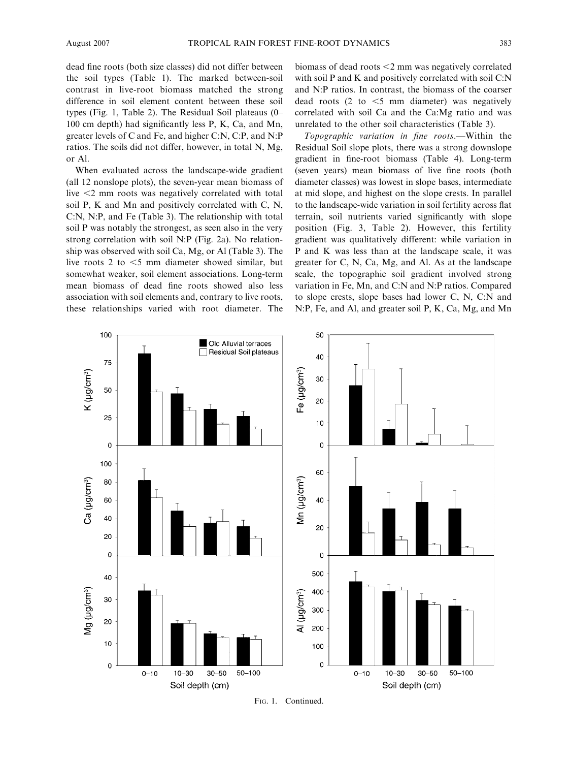dead fine roots (both size classes) did not differ between the soil types (Table 1). The marked between-soil contrast in live-root biomass matched the strong difference in soil element content between these soil types (Fig. 1, Table 2). The Residual Soil plateaus (0–100 cm depth) had significantly less P, K, Ca, and Mn, greater levels of C and Fe, and higher C:N, C:P, and N:P ratios. The soils did not differ, however, in total N, Mg, or Al.

When evaluated across the landscape-wide gradient (all 12 nonslope plots), the seven-year mean biomass of live <2 mm roots was negatively correlated with total soil P, K and Mn and positively correlated with C, N, C:N, N:P, and Fe (Table 3). The relationship with total soil P was notably the strongest, as seen also in the very strong correlation with soil N:P (Fig. 2a). No relationship was observed with soil Ca, Mg, or Al (Table 3). The live roots 2 to <5 mm diameter showed similar, but somewhat weaker, soil element associations. Long-term mean biomass of dead fine roots showed also less association with soil elements and, contrary to live roots, these relationships varied with root diameter. The biomass of dead roots <2 mm was negatively correlated with soil P and K and positively correlated with soil C:N and N:P ratios. In contrast, the biomass of the coarser dead roots (2 to <5 mm diameter) was negatively correlated with soil Ca and the Ca:Mg ratio and was unrelated to the other soil characteristics (Table 3).

*Topographic variation in fine roots*.—Within the Residual Soil slope plots, there was a strong downslope gradient in fine-root biomass (Table 4). Long-term (seven years) mean biomass of live fine roots (both diameter classes) was lowest in slope bases, intermediate at mid slope, and highest on the slope crests. In parallel to the landscape-wide variation in soil fertility across flat terrain, soil nutrients varied significantly with slope position (Fig. 3, Table 2). However, this fertility gradient was qualitatively different: while variation in P and K was less than at the landscape scale, it was greater for C, N, Ca, Mg, and Al. As at the landscape scale, the topographic soil gradient involved strong variation in Fe, Mn, and C:N and N:P ratios. Compared to slope crests, slope bases had lower C, N, C:N and N:P, Fe, and Al, and greater soil P, K, Ca, Mg, and Mn

Fig. 1. Continued.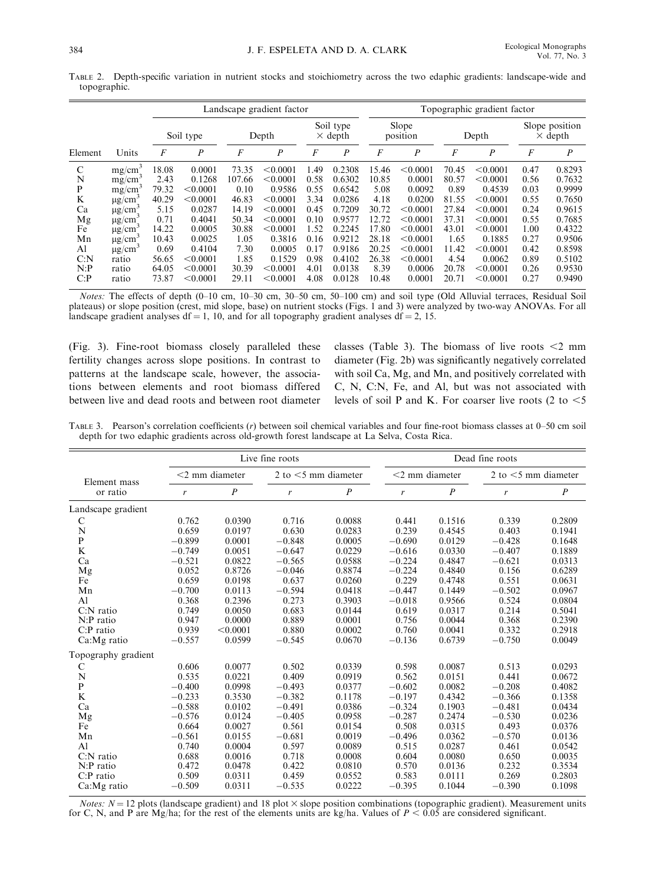Table 2. Depth-specific variation in nutrient stocks and stoichiometry across the two edaphic gradients: landscape-wide and topographic.

| Element | Units | Landscape gradient factor | | | | | | Topographic gradient factor | | | | | |
|---|---|---|---|---|---|---|---|---|---|---|---|---|---|
| | | Soil type | | Depth | | Soil type × depth | | Slope position | | Depth | | Slope position × depth | |
| | | $F$ | $P$ | $F$ | $P$ | $F$ | $P$ | $F$ | $P$ | $F$ | $P$ | $F$ | $P$ |
| C | mg/cm$^3$ | 18.08 | 0.0001 | 73.35 | <0.0001 | 1.49 | 0.2308 | 15.46 | <0.0001 | 70.45 | <0.0001 | 0.47 | 0.8293 |
| N | mg/cm$^3$ | 2.43 | 0.1268 | 107.66 | <0.0001 | 0.58 | 0.6302 | 10.85 | 0.0001 | 80.57 | <0.0001 | 0.56 | 0.7632 |
| P | mg/cm$^3$ | 79.32 | <0.0001 | 0.10 | 0.9586 | 0.55 | 0.6542 | 5.08 | 0.0092 | 0.89 | 0.4539 | 0.03 | 0.9999 |
| K | µg/cm$^3$ | 40.29 | <0.0001 | 46.83 | <0.0001 | 3.34 | 0.0286 | 4.18 | 0.0200 | 81.55 | <0.0001 | 0.55 | 0.7650 |
| Ca | µg/cm$^3$ | 5.15 | 0.0287 | 14.19 | <0.0001 | 0.45 | 0.7209 | 30.72 | <0.0001 | 27.84 | <0.0001 | 0.24 | 0.9615 |
| Mg | µg/cm$^3$ | 0.71 | 0.4041 | 50.34 | <0.0001 | 0.10 | 0.9577 | 12.72 | <0.0001 | 37.31 | <0.0001 | 0.55 | 0.7685 |
| Fe | µg/cm$^3$ | 14.22 | 0.0005 | 30.88 | <0.0001 | 1.52 | 0.2245 | 17.80 | <0.0001 | 43.01 | <0.0001 | 1.00 | 0.4322 |
| Mn | µg/cm$^3$ | 10.43 | 0.0025 | 1.05 | 0.3816 | 0.16 | 0.9212 | 28.18 | <0.0001 | 1.65 | 0.1885 | 0.27 | 0.9506 |
| Al | µg/cm$^3$ | 0.69 | 0.4104 | 7.30 | 0.0005 | 0.17 | 0.9186 | 20.25 | <0.0001 | 11.42 | <0.0001 | 0.42 | 0.8598 |
| C:N | ratio | 56.65 | <0.0001 | 1.85 | 0.1529 | 0.98 | 0.4102 | 26.38 | <0.0001 | 4.54 | 0.0062 | 0.89 | 0.5102 |
| N:P | ratio | 64.05 | <0.0001 | 30.39 | <0.0001 | 4.01 | 0.0138 | 8.39 | 0.0006 | 20.78 | <0.0001 | 0.26 | 0.9530 |
| C:P | ratio | 73.87 | <0.0001 | 29.11 | <0.0001 | 4.08 | 0.0128 | 10.48 | 0.0001 | 20.71 | <0.0001 | 0.27 | 0.9490 |

*Notes:* The effects of depth (0–10 cm, 10–30 cm, 30–50 cm, 50–100 cm) and soil type (Old Alluvial terraces, Residual Soil plateaus) or slope position (crest, mid slope, base) on nutrient stocks (Figs. 1 and 3) were analyzed by two-way ANOVAs. For all landscape gradient analyses df = 1, 10, and for all topography gradient analyses df = 2, 15.

(Fig. 3). Fine-root biomass closely paralleled these fertility changes across slope positions. In contrast to patterns at the landscape scale, however, the associations between elements and root biomass differed between live and dead roots and between root diameter classes (Table 3). The biomass of live roots <2 mm diameter (Fig. 2b) was significantly negatively correlated with soil Ca, Mg, and Mn, and positively correlated with C, N, C:N, Fe, and Al, but was not associated with levels of soil P and K. For coarser live roots (2 to <5

Table 3. Pearson's correlation coefficients ($r$) between soil chemical variables and four fine-root biomass classes at 0–50 cm soil depth for two edaphic gradients across old-growth forest landscape at La Selva, Costa Rica.

| Element mass or ratio | Live fine roots | | | | Dead fine roots | | | |
|---|---|---|---|---|---|---|---|---|
| | <2 mm diameter | | 2 to <5 mm diameter | | <2 mm diameter | | 2 to <5 mm diameter | |
| | $r$ | $P$ | $r$ | $P$ | $r$ | $P$ | $r$ | $P$ |
| Landscape gradient | | | | | | | | |
| C | 0.762 | 0.0390 | 0.716 | 0.0088 | 0.441 | 0.1516 | 0.339 | 0.2809 |
| N | 0.659 | 0.0197 | 0.630 | 0.0283 | 0.239 | 0.4545 | 0.403 | 0.1941 |
| P | −0.899 | 0.0001 | −0.848 | 0.0005 | −0.690 | 0.0129 | −0.428 | 0.1648 |
| K | −0.749 | 0.0051 | −0.647 | 0.0229 | −0.616 | 0.0330 | −0.407 | 0.1889 |
| Ca | −0.521 | 0.0822 | −0.565 | 0.0588 | −0.224 | 0.4847 | −0.621 | 0.0313 |
| Mg | 0.052 | 0.8726 | −0.046 | 0.8874 | −0.224 | 0.4840 | 0.156 | 0.6289 |
| Fe | 0.659 | 0.0198 | 0.637 | 0.0260 | 0.229 | 0.4748 | 0.551 | 0.0631 |
| Mn | −0.700 | 0.0113 | −0.594 | 0.0418 | −0.447 | 0.1449 | −0.502 | 0.0967 |
| Al | 0.368 | 0.2396 | 0.273 | 0.3903 | −0.018 | 0.9566 | 0.524 | 0.0804 |
| C:N ratio | 0.749 | 0.0050 | 0.683 | 0.0144 | 0.619 | 0.0317 | 0.214 | 0.5041 |
| N:P ratio | 0.947 | 0.0000 | 0.889 | 0.0001 | 0.756 | 0.0044 | 0.368 | 0.2390 |
| C:P ratio | 0.939 | <0.0001 | 0.880 | 0.0002 | 0.760 | 0.0041 | 0.332 | 0.2918 |
| Ca:Mg ratio | −0.557 | 0.0599 | −0.545 | 0.0670 | −0.136 | 0.6739 | −0.750 | 0.0049 |
| Topography gradient | | | | | | | | |
| C | 0.606 | 0.0077 | 0.502 | 0.0339 | 0.598 | 0.0087 | 0.513 | 0.0293 |
| N | 0.535 | 0.0221 | 0.409 | 0.0919 | 0.562 | 0.0151 | 0.441 | 0.0672 |
| P | −0.400 | 0.0998 | −0.493 | 0.0377 | −0.602 | 0.0082 | −0.208 | 0.4082 |
| K | −0.233 | 0.3530 | −0.382 | 0.1178 | −0.197 | 0.4342 | −0.366 | 0.1358 |
| Ca | −0.588 | 0.0102 | −0.491 | 0.0386 | −0.324 | 0.1903 | −0.481 | 0.0434 |
| Mg | −0.576 | 0.0124 | −0.405 | 0.0958 | −0.287 | 0.2474 | −0.530 | 0.0236 |
| Fe | 0.664 | 0.0027 | 0.561 | 0.0154 | 0.508 | 0.0315 | 0.493 | 0.0376 |
| Mn | −0.561 | 0.0155 | −0.681 | 0.0019 | −0.496 | 0.0362 | −0.570 | 0.0136 |
| Al | 0.740 | 0.0004 | 0.597 | 0.0089 | 0.515 | 0.0287 | 0.461 | 0.0542 |
| C:N ratio | 0.688 | 0.0016 | 0.718 | 0.0008 | 0.604 | 0.0080 | 0.650 | 0.0035 |
| N:P ratio | 0.472 | 0.0478 | 0.422 | 0.0810 | 0.570 | 0.0136 | 0.232 | 0.3534 |
| C:P ratio | 0.509 | 0.0311 | 0.459 | 0.0552 | 0.583 | 0.0111 | 0.269 | 0.2803 |
| Ca:Mg ratio | −0.509 | 0.0311 | −0.535 | 0.0222 | −0.395 | 0.1044 | −0.390 | 0.1098 |

*Notes:* $N = 12$ plots (landscape gradient) and 18 plot × slope position combinations (topographic gradient). Measurement units for C, N, and P are Mg/ha; for the rest of the elements units are kg/ha. Values of $P < 0.05$ are considered significant.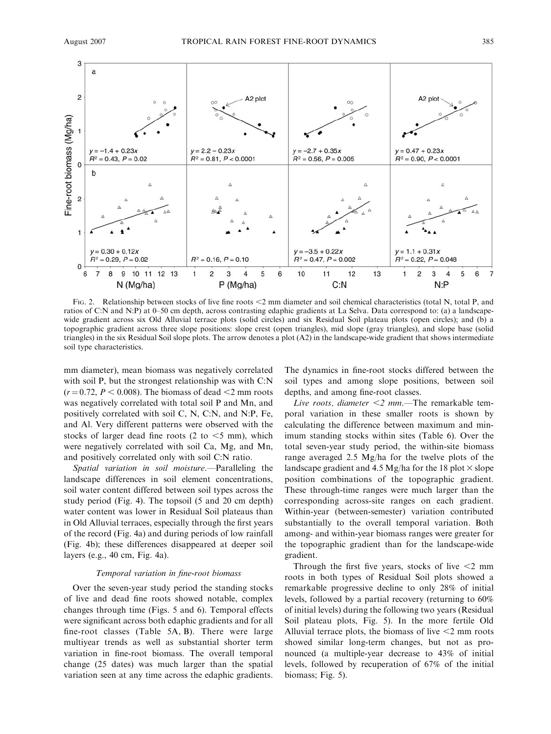FIG. 2. Relationship between stocks of live fine roots <2 mm diameter and soil chemical characteristics (total N, total P, and ratios of C:N and N:P) at 0–50 cm depth, across contrasting edaphic gradients at La Selva. Data correspond to: (a) a landscape-wide gradient across six Old Alluvial terrace plots (solid circles) and six Residual Soil plateau plots (open circles); and (b) a topographic gradient across three slope positions: slope crest (open triangles), mid slope (gray triangles), and slope base (solid triangles) in the six Residual Soil slope plots. The arrow denotes a plot (A2) in the landscape-wide gradient that shows intermediate soil type characteristics.

mm diameter), mean biomass was negatively correlated with soil P, but the strongest relationship was with C:N ($r = 0.72$, $P < 0.008$). The biomass of dead <2 mm roots was negatively correlated with total soil P and Mn, and positively correlated with soil C, N, C:N, and N:P, Fe, and Al. Very different patterns were observed with the stocks of larger dead fine roots (2 to <5 mm), which were negatively correlated with soil Ca, Mg, and Mn, and positively correlated only with soil C:N ratio.

*Spatial variation in soil moisture*.—Paralleling the landscape differences in soil element concentrations, soil water content differed between soil types across the study period (Fig. 4). The topsoil (5 and 20 cm depth) water content was lower in Residual Soil plateaus than in Old Alluvial terraces, especially through the first years of the record (Fig. 4a) and during periods of low rainfall (Fig. 4b); these differences disappeared at deeper soil layers (e.g., 40 cm, Fig. 4a).

### Temporal variation in fine-root biomass

Over the seven-year study period the standing stocks of live and dead fine roots showed notable, complex changes through time (Figs. 5 and 6). Temporal effects were significant across both edaphic gradients and for all fine-root classes (Table 5A, B). There were large multiyear trends as well as substantial shorter term variation in fine-root biomass. The overall temporal change (25 dates) was much larger than the spatial variation seen at any time across the edaphic gradients. The dynamics in fine-root stocks differed between the soil types and among slope positions, between soil depths, and among fine-root classes.

*Live roots, diameter <2 mm*.—The remarkable temporal variation in these smaller roots is shown by calculating the difference between maximum and minimum standing stocks within sites (Table 6). Over the total seven-year study period, the within-site biomass range averaged 2.5 Mg/ha for the twelve plots of the landscape gradient and 4.5 Mg/ha for the 18 plot × slope position combinations of the topographic gradient. These through-time ranges were much larger than the corresponding across-site ranges on each gradient. Within-year (between-semester) variation contributed substantially to the overall temporal variation. Both among- and within-year biomass ranges were greater for the topographic gradient than for the landscape-wide gradient.

Through the first five years, stocks of live <2 mm roots in both types of Residual Soil plots showed a remarkable progressive decline to only 28% of initial levels, followed by a partial recovery (returning to 60% of initial levels) during the following two years (Residual Soil plateau plots, Fig. 5). In the more fertile Old Alluvial terrace plots, the biomass of live <2 mm roots showed similar long-term changes, but not as pronounced (a multiple-year decrease to 43% of initial levels, followed by recuperation of 67% of the initial biomass; Fig. 5).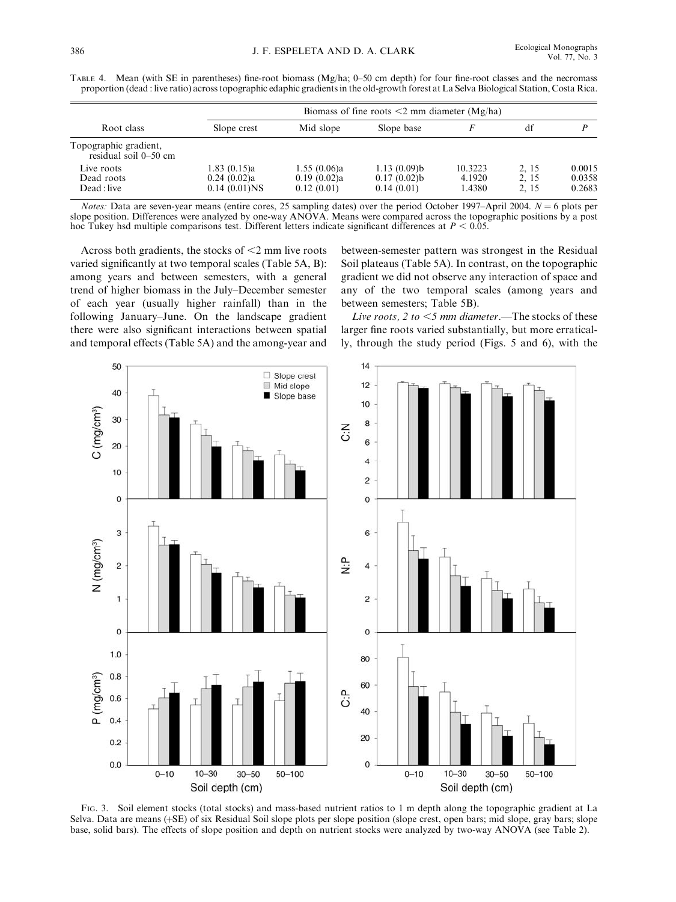Table 4. Mean (with SE in parentheses) fine-root biomass (Mg/ha; 0–50 cm depth) for four fine-root classes and the necromass proportion (dead : live ratio) across topographic edaphic gradients in the old-growth forest at La Selva Biological Station, Costa Rica.

| Root class | Biomass of fine roots <2 mm diameter (Mg/ha) | | | | | |
|---|---|---|---|---|---|---|
| | Slope crest | Mid slope | Slope base | $F$ | df | $P$ |
| Topographic gradient, residual soil 0–50 cm | | | | | | |
| Live roots | 1.83 (0.15)a | 1.55 (0.06)a | 1.13 (0.09)b | 10.3223 | 2, 15 | 0.0015 |
| Dead roots | 0.24 (0.02)a | 0.19 (0.02)a | 0.17 (0.02)b | 4.1920 | 2, 15 | 0.0358 |
| Dead : live | 0.14 (0.01)NS | 0.12 (0.01) | 0.14 (0.01) | 1.4380 | 2, 15 | 0.2683 |

*Notes:* Data are seven-year means (entire cores, 25 sampling dates) over the period October 1997–April 2004. $N = 6$ plots per slope position. Differences were analyzed by one-way ANOVA. Means were compared across the topographic positions by a post hoc Tukey hsd multiple comparisons test. Different letters indicate significant differences at $P < 0.05$.

Across both gradients, the stocks of <2 mm live roots varied significantly at two temporal scales (Table 5A, B): among years and between semesters, with a general trend of higher biomass in the July–December semester of each year (usually higher rainfall) than in the following January–June. On the landscape gradient there were also significant interactions between spatial and temporal effects (Table 5A) and the among-year and between-semester pattern was strongest in the Residual Soil plateaus (Table 5A). In contrast, on the topographic gradient we did not observe any interaction of space and any of the two temporal scales (among years and between semesters; Table 5B).

*Live roots, 2 to <5 mm diameter*.—The stocks of these larger fine roots varied substantially, but more erratically, through the study period (Figs. 5 and 6), with the

Fig. 3. Soil element stocks (total stocks) and mass-based nutrient ratios to 1 m depth along the topographic gradient at La Selva. Data are means (+SE) of six Residual Soil slope plots per slope position (slope crest, open bars; mid slope, gray bars; slope base, solid bars). The effects of slope position and depth on nutrient stocks were analyzed by two-way ANOVA (see Table 2).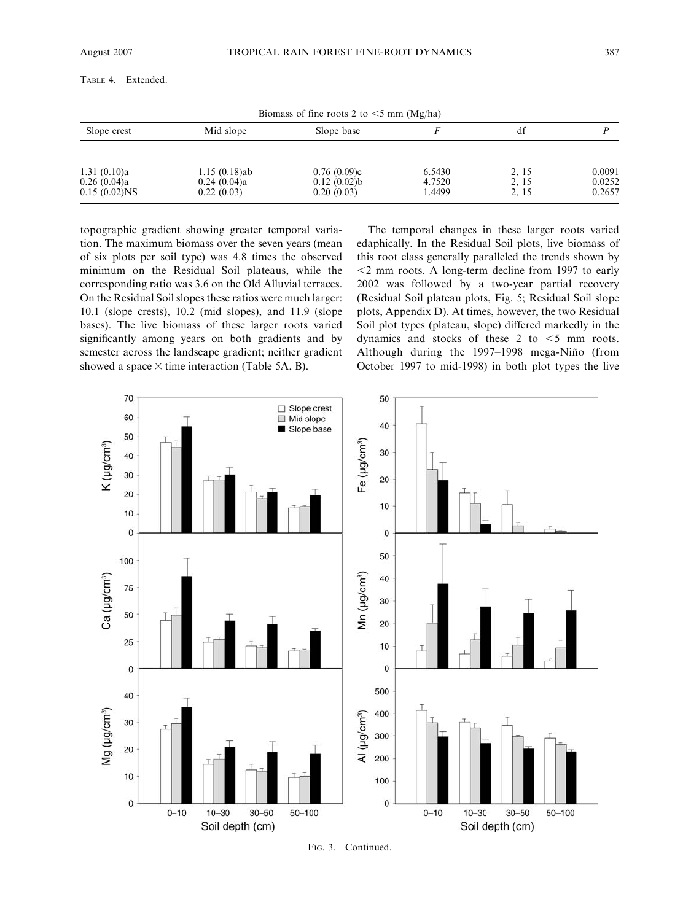TABLE 4. Extended.

| Biomass of fine roots 2 to <5 mm (Mg/ha) | | | | | |
|---|---|---|---|---|---|
| Slope crest | Mid slope | Slope base | F | df | P |
| 1.31 (0.10)a | 1.15 (0.18)ab | 0.76 (0.09)c | 6.5430 | 2, 15 | 0.0091 |
| 0.26 (0.04)a | 0.24 (0.04)a | 0.12 (0.02)b | 4.7520 | 2, 15 | 0.0252 |
| 0.15 (0.02)NS | 0.22 (0.03) | 0.20 (0.03) | 1.4499 | 2, 15 | 0.2657 |

topographic gradient showing greater temporal variation. The maximum biomass over the seven years (mean of six plots per soil type) was 4.8 times the observed minimum on the Residual Soil plateaus, while the corresponding ratio was 3.6 on the Old Alluvial terraces. On the Residual Soil slopes these ratios were much larger: 10.1 (slope crests), 10.2 (mid slopes), and 11.9 (slope bases). The live biomass of these larger roots varied significantly among years on both gradients and by semester across the landscape gradient; neither gradient showed a space × time interaction (Table 5A, B).

The temporal changes in these larger roots varied edaphically. In the Residual Soil plots, live biomass of this root class generally paralleled the trends shown by <2 mm roots. A long-term decline from 1997 to early 2002 was followed by a two-year partial recovery (Residual Soil plateau plots, Fig. 5; Residual Soil slope plots, Appendix D). At times, however, the two Residual Soil plot types (plateau, slope) differed markedly in the dynamics and stocks of these 2 to <5 mm roots. Although during the 1997–1998 mega-Niño (from October 1997 to mid-1998) in both plot types the live

FIG. 3. Continued.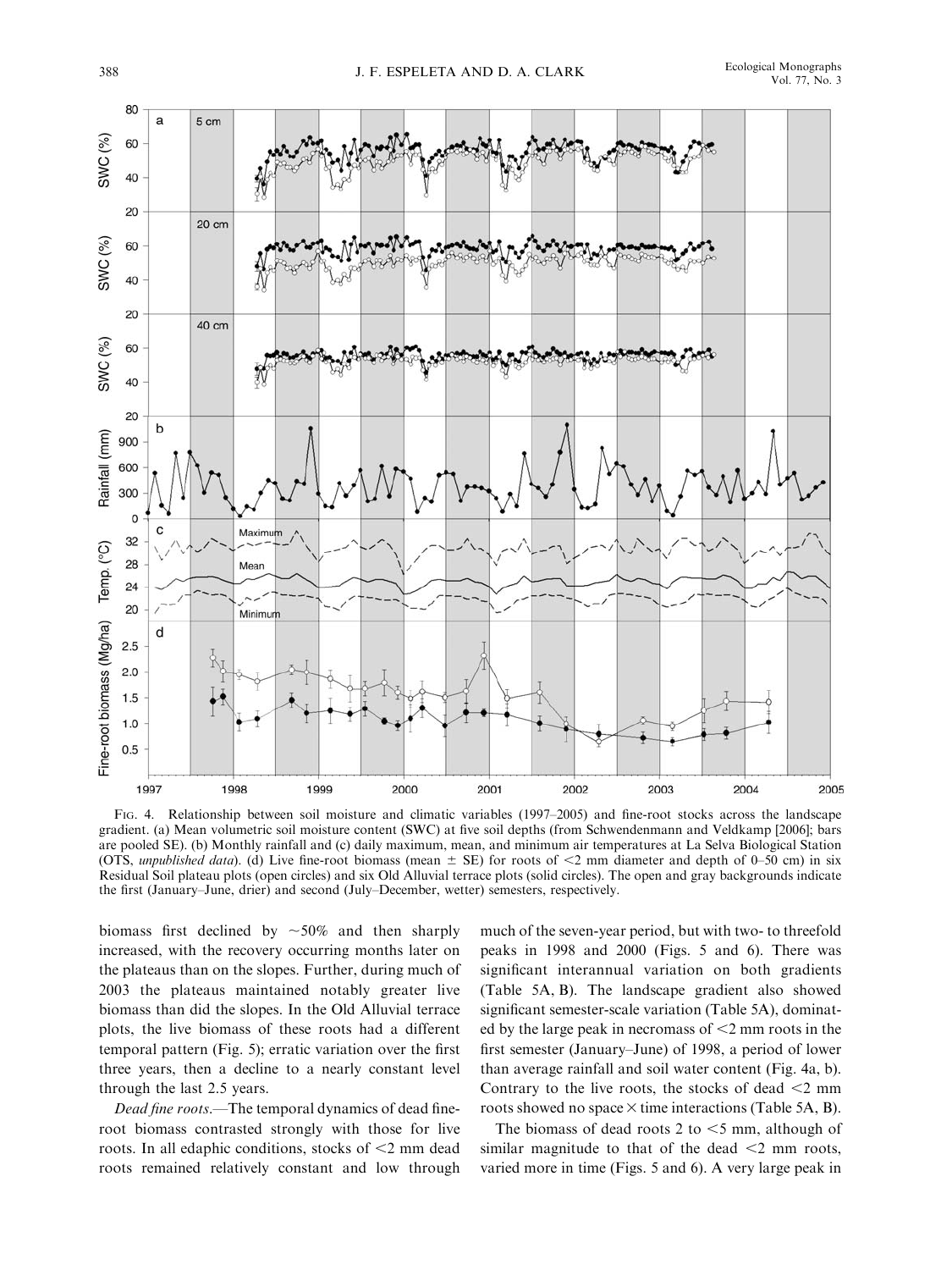FIG. 4. Relationship between soil moisture and climatic variables (1997–2005) and fine-root stocks across the landscape gradient. (a) Mean volumetric soil moisture content (SWC) at five soil depths (from Schwendenmann and Veldkamp [2006]; bars are pooled SE). (b) Monthly rainfall and (c) daily maximum, mean, and minimum air temperatures at La Selva Biological Station (OTS, *unpublished data*). (d) Live fine-root biomass (mean ± SE) for roots of <2 mm diameter and depth of 0–50 cm) in six Residual Soil plateau plots (open circles) and six Old Alluvial terrace plots (solid circles). The open and gray backgrounds indicate the first (January–June, drier) and second (July–December, wetter) semesters, respectively.

biomass first declined by ~50% and then sharply increased, with the recovery occurring months later on the plateaus than on the slopes. Further, during much of 2003 the plateaus maintained notably greater live biomass than did the slopes. In the Old Alluvial terrace plots, the live biomass of these roots had a different temporal pattern (Fig. 5); erratic variation over the first three years, then a decline to a nearly constant level through the last 2.5 years.

*Dead fine roots*.—The temporal dynamics of dead fine-root biomass contrasted strongly with those for live roots. In all edaphic conditions, stocks of <2 mm dead roots remained relatively constant and low through much of the seven-year period, but with two- to threefold peaks in 1998 and 2000 (Figs. 5 and 6). There was significant interannual variation on both gradients (Table 5A, B). The landscape gradient also showed significant semester-scale variation (Table 5A), dominated by the large peak in necromass of <2 mm roots in the first semester (January–June) of 1998, a period of lower than average rainfall and soil water content (Fig. 4a, b). Contrary to the live roots, the stocks of dead <2 mm roots showed no space × time interactions (Table 5A, B).

The biomass of dead roots 2 to <5 mm, although of similar magnitude to that of the dead <2 mm roots, varied more in time (Figs. 5 and 6). A very large peak in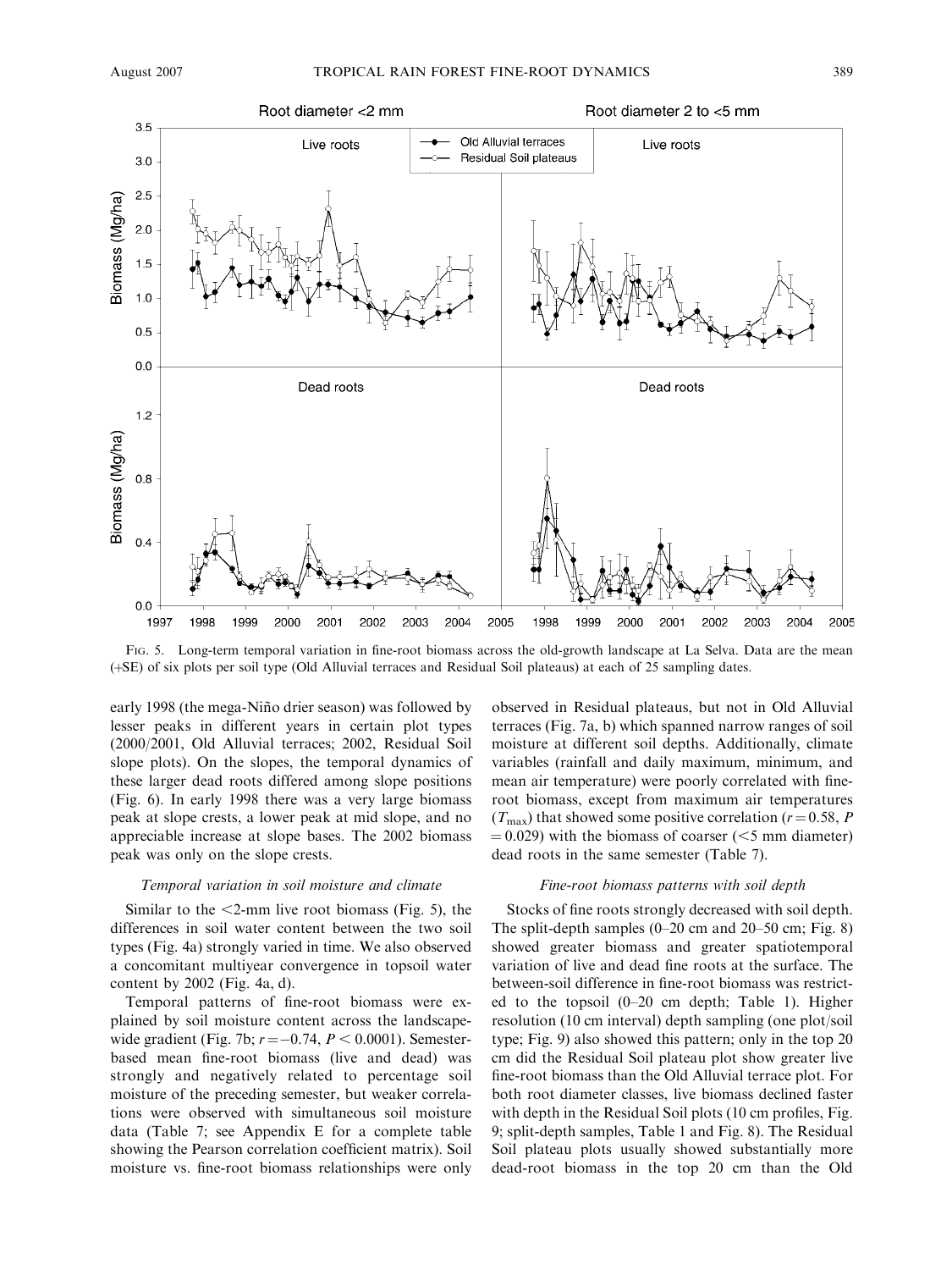FIG. 5. Long-term temporal variation in fine-root biomass across the old-growth landscape at La Selva. Data are the mean (+SE) of six plots per soil type (Old Alluvial terraces and Residual Soil plateaus) at each of 25 sampling dates.

early 1998 (the mega-Niño drier season) was followed by lesser peaks in different years in certain plot types (2000/2001, Old Alluvial terraces; 2002, Residual Soil slope plots). On the slopes, the temporal dynamics of these larger dead roots differed among slope positions (Fig. 6). In early 1998 there was a very large biomass peak at slope crests, a lower peak at mid slope, and no appreciable increase at slope bases. The 2002 biomass peak was only on the slope crests.

### Temporal variation in soil moisture and climate

Similar to the <2-mm live root biomass (Fig. 5), the differences in soil water content between the two soil types (Fig. 4a) strongly varied in time. We also observed a concomitant multiyear convergence in topsoil water content by 2002 (Fig. 4a, d).

Temporal patterns of fine-root biomass were explained by soil moisture content across the landscape-wide gradient (Fig. 7b; $r = -0.74$, $P < 0.0001$). Semester-based mean fine-root biomass (live and dead) was strongly and negatively related to percentage soil moisture of the preceding semester, but weaker correlations were observed with simultaneous soil moisture data (Table 7; see Appendix E for a complete table showing the Pearson correlation coefficient matrix). Soil moisture vs. fine-root biomass relationships were only observed in Residual plateaus, but not in Old Alluvial terraces (Fig. 7a, b) which spanned narrow ranges of soil moisture at different soil depths. Additionally, climate variables (rainfall and daily maximum, minimum, and mean air temperature) were poorly correlated with fine-root biomass, except from maximum air temperatures ($T_{max}$) that showed some positive correlation ($r = 0.58$, $P = 0.029$) with the biomass of coarser (<5 mm diameter) dead roots in the same semester (Table 7).

### Fine-root biomass patterns with soil depth

Stocks of fine roots strongly decreased with soil depth. The split-depth samples (0–20 cm and 20–50 cm; Fig. 8) showed greater biomass and greater spatiotemporal variation of live and dead fine roots at the surface. The between-soil difference in fine-root biomass was restricted to the topsoil (0–20 cm depth; Table 1). Higher resolution (10 cm interval) depth sampling (one plot/soil type; Fig. 9) also showed this pattern; only in the top 20 cm did the Residual Soil plateau plot show greater live fine-root biomass than the Old Alluvial terrace plot. For both root diameter classes, live biomass declined faster with depth in the Residual Soil plots (10 cm profiles, Fig. 9; split-depth samples, Table 1 and Fig. 8). The Residual Soil plateau plots usually showed substantially more dead-root biomass in the top 20 cm than the Old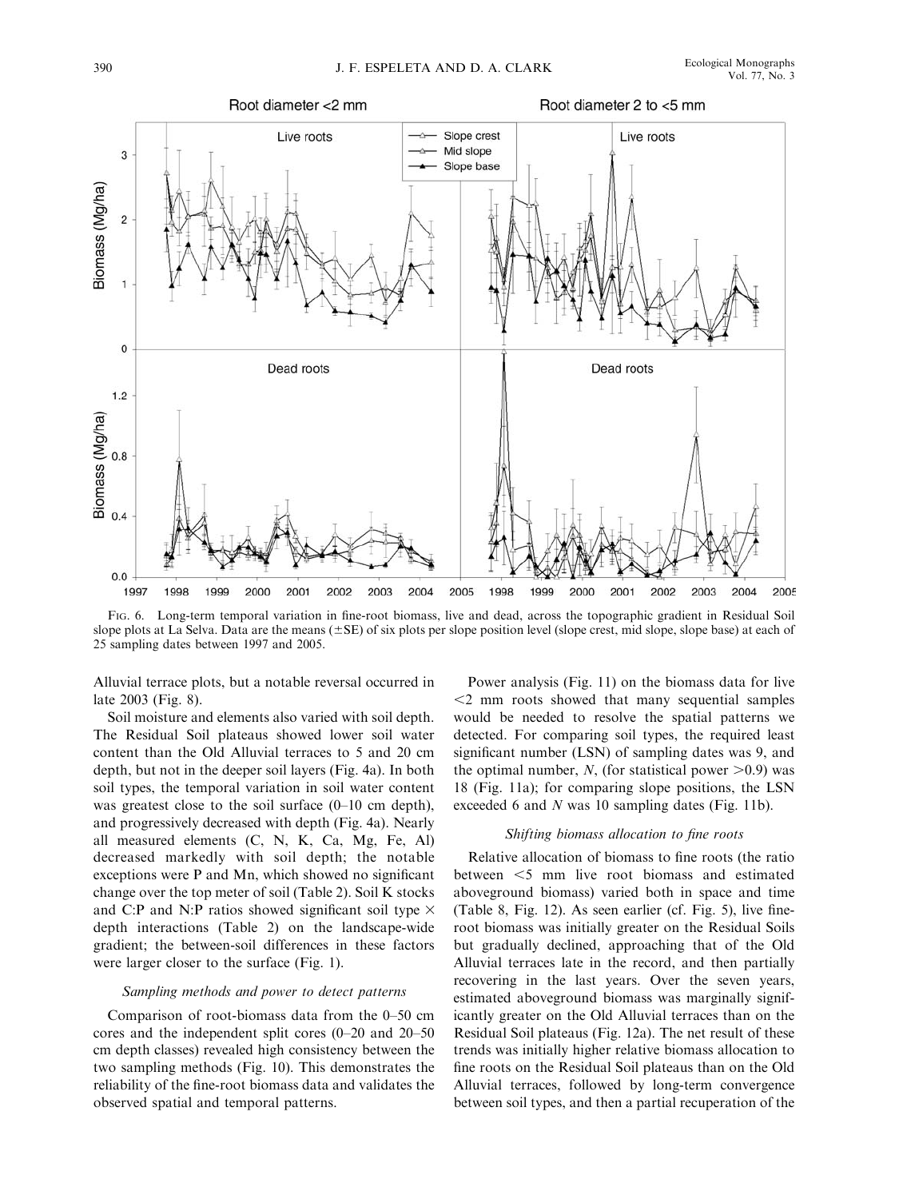FIG. 6. Long-term temporal variation in fine-root biomass, live and dead, across the topographic gradient in Residual Soil slope plots at La Selva. Data are the means (±SE) of six plots per slope position level (slope crest, mid slope, slope base) at each of 25 sampling dates between 1997 and 2005.

Alluvial terrace plots, but a notable reversal occurred in late 2003 (Fig. 8).

Soil moisture and elements also varied with soil depth. The Residual Soil plateaus showed lower soil water content than the Old Alluvial terraces to 5 and 20 cm depth, but not in the deeper soil layers (Fig. 4a). In both soil types, the temporal variation in soil water content was greatest close to the soil surface (0–10 cm depth), and progressively decreased with depth (Fig. 4a). Nearly all measured elements (C, N, K, Ca, Mg, Fe, Al) decreased markedly with soil depth; the notable exceptions were P and Mn, which showed no significant change over the top meter of soil (Table 2). Soil K stocks and C:P and N:P ratios showed significant soil type × depth interactions (Table 2) on the landscape-wide gradient; the between-soil differences in these factors were larger closer to the surface (Fig. 1).

### *Sampling methods and power to detect patterns*

Comparison of root-biomass data from the 0–50 cm cores and the independent split cores (0–20 and 20–50 cm depth classes) revealed high consistency between the two sampling methods (Fig. 10). This demonstrates the reliability of the fine-root biomass data and validates the observed spatial and temporal patterns.

Power analysis (Fig. 11) on the biomass data for live <2 mm roots showed that many sequential samples would be needed to resolve the spatial patterns we detected. For comparing soil types, the required least significant number (LSN) of sampling dates was 9, and the optimal number, $N$, (for statistical power >0.9) was 18 (Fig. 11a); for comparing slope positions, the LSN exceeded 6 and $N$ was 10 sampling dates (Fig. 11b).

### *Shifting biomass allocation to fine roots*

Relative allocation of biomass to fine roots (the ratio between <5 mm live root biomass and estimated aboveground biomass) varied both in space and time (Table 8, Fig. 12). As seen earlier (cf. Fig. 5), live fine-root biomass was initially greater on the Residual Soils but gradually declined, approaching that of the Old Alluvial terraces late in the record, and then partially recovering in the last years. Over the seven years, estimated aboveground biomass was marginally significantly greater on the Old Alluvial terraces than on the Residual Soil plateaus (Fig. 12a). The net result of these trends was initially higher relative biomass allocation to fine roots on the Residual Soil plateaus than on the Old Alluvial terraces, followed by long-term convergence between soil types, and then a partial recuperation of the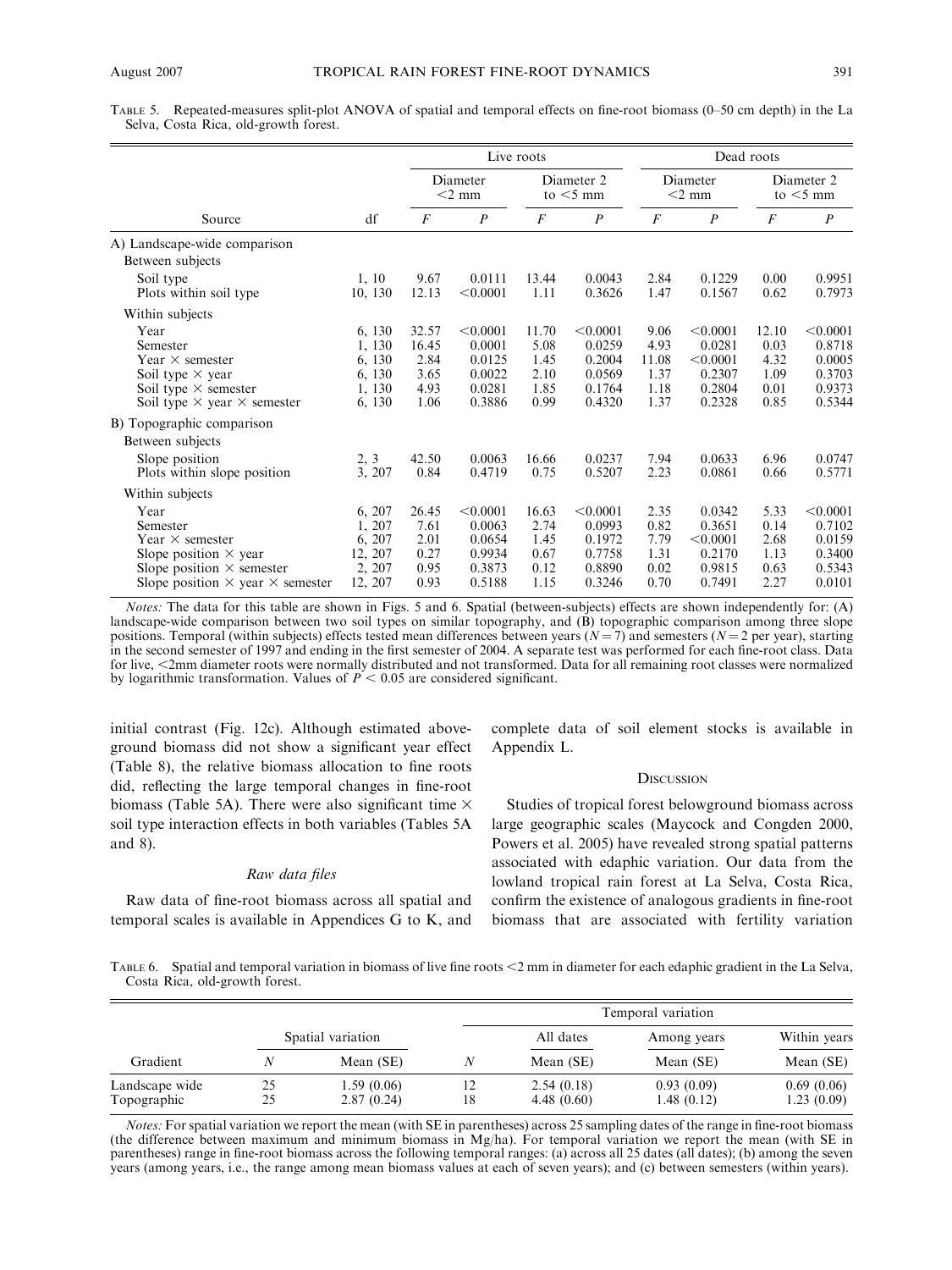TABLE 5. Repeated-measures split-plot ANOVA of spatial and temporal effects on fine-root biomass (0–50 cm depth) in the La Selva, Costa Rica, old-growth forest.

| Source | df | Live roots | | | | Dead roots | | | |
|---|---|---|---|---|---|---|---|---|---|
| | | Diameter <2 mm | | Diameter 2 to <5 mm | | Diameter <2 mm | | Diameter 2 to <5 mm | |
| | | $F$ | $P$ | $F$ | $P$ | $F$ | $P$ | $F$ | $P$ |
| **A) Landscape-wide comparison** | | | | | | | | | |
| Between subjects | | | | | | | | | |
| Soil type | 1, 10 | 9.67 | 0.0111 | 13.44 | 0.0043 | 2.84 | 0.1229 | 0.00 | 0.9951 |
| Plots within soil type | 10, 130 | 12.13 | <0.0001 | 1.11 | 0.3626 | 1.47 | 0.1567 | 0.62 | 0.7973 |
| Within subjects | | | | | | | | | |
| Year | 6, 130 | 32.57 | <0.0001 | 11.70 | <0.0001 | 9.06 | <0.0001 | 12.10 | <0.0001 |
| Semester | 1, 130 | 16.45 | 0.0001 | 5.08 | 0.0259 | 4.93 | 0.0281 | 0.03 | 0.8718 |
| Year × semester | 6, 130 | 2.84 | 0.0125 | 1.45 | 0.2004 | 11.08 | <0.0001 | 4.32 | 0.0005 |
| Soil type × year | 6, 130 | 3.65 | 0.0022 | 2.10 | 0.0569 | 1.37 | 0.2307 | 1.09 | 0.3703 |
| Soil type × semester | 1, 130 | 4.93 | 0.0281 | 1.85 | 0.1764 | 1.18 | 0.2804 | 0.01 | 0.9373 |
| Soil type × year × semester | 6, 130 | 1.06 | 0.3886 | 0.99 | 0.4320 | 1.37 | 0.2328 | 0.85 | 0.5344 |
| **B) Topographic comparison** | | | | | | | | | |
| Between subjects | | | | | | | | | |
| Slope position | 2, 3 | 42.50 | 0.0063 | 16.66 | 0.0237 | 7.94 | 0.0633 | 6.96 | 0.0747 |
| Plots within slope position | 3, 207 | 0.84 | 0.4719 | 0.75 | 0.5207 | 2.23 | 0.0861 | 0.66 | 0.5771 |
| Within subjects | | | | | | | | | |
| Year | 6, 207 | 26.45 | <0.0001 | 16.63 | <0.0001 | 2.35 | 0.0342 | 5.33 | <0.0001 |
| Semester | 1, 207 | 7.61 | 0.0063 | 2.74 | 0.0993 | 0.82 | 0.3651 | 0.14 | 0.7102 |
| Year × semester | 6, 207 | 2.01 | 0.0654 | 1.45 | 0.1972 | 7.79 | <0.0001 | 2.68 | 0.0159 |
| Slope position × year | 12, 207 | 0.27 | 0.9934 | 0.67 | 0.7758 | 1.31 | 0.2170 | 1.13 | 0.3400 |
| Slope position × semester | 2, 207 | 0.95 | 0.3873 | 0.12 | 0.8890 | 0.02 | 0.9815 | 0.63 | 0.5343 |
| Slope position × year × semester | 12, 207 | 0.93 | 0.5188 | 1.15 | 0.3246 | 0.70 | 0.7491 | 2.27 | 0.0101 |

*Notes:* The data for this table are shown in Figs. 5 and 6. Spatial (between-subjects) effects are shown independently for: (A) landscape-wide comparison between two soil types on similar topography, and (B) topographic comparison among three slope positions. Temporal (within subjects) effects tested mean differences between years ($N = 7$) and semesters ($N = 2$ per year), starting in the second semester of 1997 and ending in the first semester of 2004. A separate test was performed for each fine-root class. Data for live, <2mm diameter roots were normally distributed and not transformed. Data for all remaining root classes were normalized by logarithmic transformation. Values of $P < 0.05$ are considered significant.

initial contrast (Fig. 12c). Although estimated aboveground biomass did not show a significant year effect (Table 8), the relative biomass allocation to fine roots did, reflecting the large temporal changes in fine-root biomass (Table 5A). There were also significant time × soil type interaction effects in both variables (Tables 5A and 8).

### *Raw data files*

Raw data of fine-root biomass across all spatial and temporal scales is available in Appendices G to K, and complete data of soil element stocks is available in Appendix L.

## DISCUSSION

Studies of tropical forest belowground biomass across large geographic scales (Maycock and Congden 2000, Powers et al. 2005) have revealed strong spatial patterns associated with edaphic variation. Our data from the lowland tropical rain forest at La Selva, Costa Rica, confirm the existence of analogous gradients in fine-root biomass that are associated with fertility variation

TABLE 6. Spatial and temporal variation in biomass of live fine roots <2 mm in diameter for each edaphic gradient in the La Selva, Costa Rica, old-growth forest.

| Gradient | Spatial variation | | Temporal variation | | | |
|---|---|---|---|---|---|---|
| | | | | All dates | Among years | Within years |
| | $N$ | Mean (SE) | $N$ | Mean (SE) | Mean (SE) | Mean (SE) |
| Landscape wide | 25 | 1.59 (0.06) | 12 | 2.54 (0.18) | 0.93 (0.09) | 0.69 (0.06) |
| Topographic | 25 | 2.87 (0.24) | 18 | 4.48 (0.60) | 1.48 (0.12) | 1.23 (0.09) |

*Notes:* For spatial variation we report the mean (with SE in parentheses) across 25 sampling dates of the range in fine-root biomass (the difference between maximum and minimum biomass in Mg/ha). For temporal variation we report the mean (with SE in parentheses) range in fine-root biomass across the following temporal ranges: (a) across all 25 dates (all dates); (b) among the seven years (among years, i.e., the range among mean biomass values at each of seven years); and (c) between semesters (within years).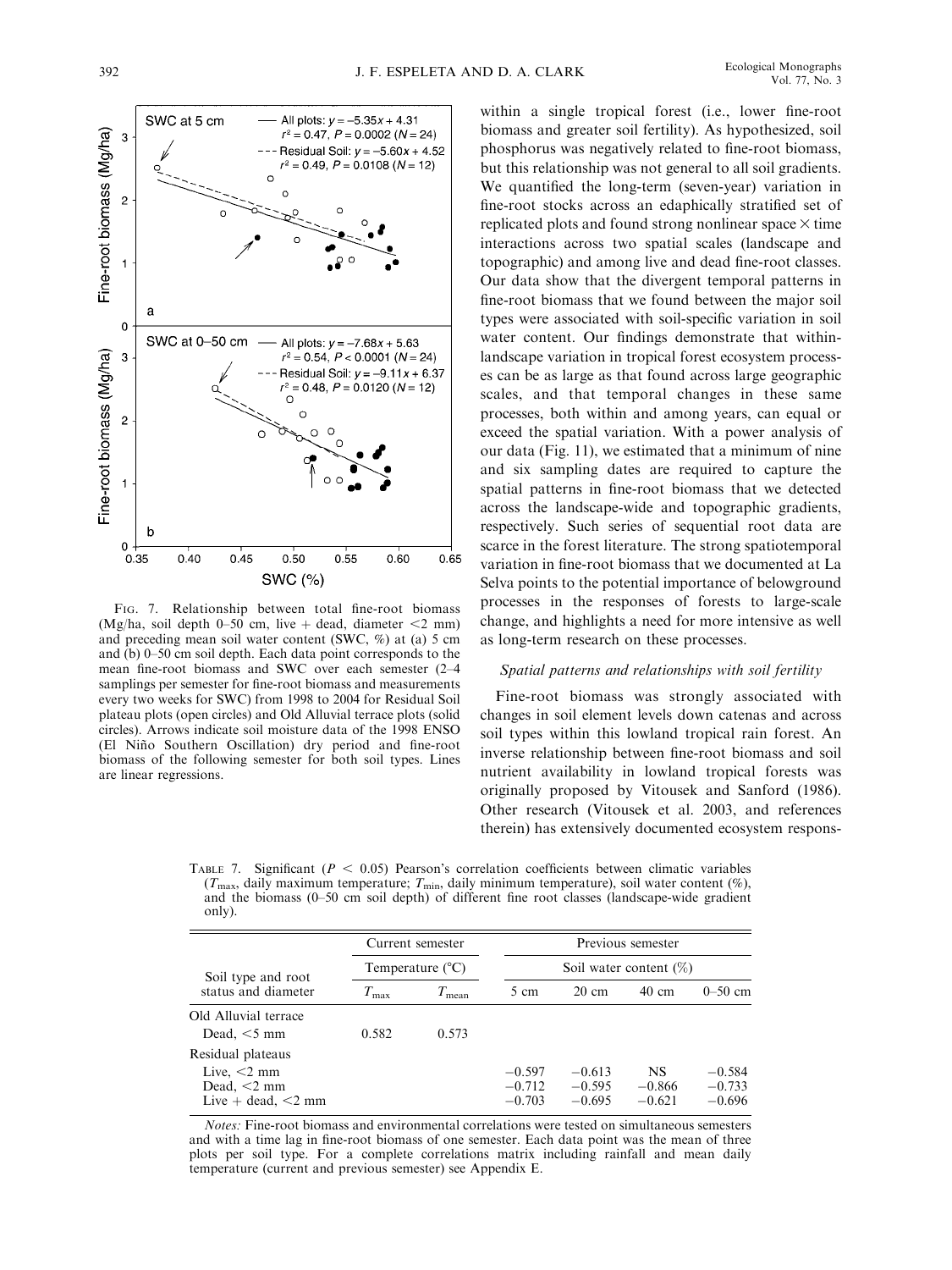Fig. 7. Relationship between total fine-root biomass (Mg/ha, soil depth 0–50 cm, live + dead, diameter <2 mm) and preceding mean soil water content (SWC, %) at (a) 5 cm and (b) 0–50 cm soil depth. Each data point corresponds to the mean fine-root biomass and SWC over each semester (2–4 samplings per semester for fine-root biomass and measurements every two weeks for SWC) from 1998 to 2004 for Residual Soil plateau plots (open circles) and Old Alluvial terrace plots (solid circles). Arrows indicate soil moisture data of the 1998 ENSO (El Niño Southern Oscillation) dry period and fine-root biomass of the following semester for both soil types. Lines are linear regressions.

within a single tropical forest (i.e., lower fine-root biomass and greater soil fertility). As hypothesized, soil phosphorus was negatively related to fine-root biomass, but this relationship was not general to all soil gradients. We quantified the long-term (seven-year) variation in fine-root stocks across an edaphically stratified set of replicated plots and found strong nonlinear space × time interactions across two spatial scales (landscape and topographic) and among live and dead fine-root classes. Our data show that the divergent temporal patterns in fine-root biomass that we found between the major soil types were associated with soil-specific variation in soil water content. Our findings demonstrate that within-landscape variation in tropical forest ecosystem processes can be as large as that found across large geographic scales, and that temporal changes in these same processes, both within and among years, can equal or exceed the spatial variation. With a power analysis of our data (Fig. 11), we estimated that a minimum of nine and six sampling dates are required to capture the spatial patterns in fine-root biomass that we detected across the landscape-wide and topographic gradients, respectively. Such series of sequential root data are scarce in the forest literature. The strong spatiotemporal variation in fine-root biomass that we documented at La Selva points to the potential importance of belowground processes in the responses of forests to large-scale change, and highlights a need for more intensive as well as long-term research on these processes.

### *Spatial patterns and relationships with soil fertility*

Fine-root biomass was strongly associated with changes in soil element levels down catenas and across soil types within this lowland tropical rain forest. An inverse relationship between fine-root biomass and soil nutrient availability in lowland tropical forests was originally proposed by Vitousek and Sanford (1986). Other research (Vitousek et al. 2003, and references therein) has extensively documented ecosystem respons-

Table 7. Significant ($P < 0.05$) Pearson's correlation coefficients between climatic variables ($T_{max}$, daily maximum temperature; $T_{min}$, daily minimum temperature), soil water content (%), and the biomass (0–50 cm soil depth) of different fine root classes (landscape-wide gradient only).

| Soil type and root status and diameter | Current semester | | Previous semester | | | |
|---|---|---|---|---|---|---|
| | Temperature (°C) | | Soil water content (%) | | | |
| | $T_{max}$ | $T_{mean}$ | 5 cm | 20 cm | 40 cm | 0–50 cm |
| Old Alluvial terrace | | | | | | |
| Dead, <5 mm | 0.582 | 0.573 | | | | |
| Residual plateaus | | | | | | |
| Live, <2 mm | | | −0.597 | −0.613 | NS | −0.584 |
| Dead, <2 mm | | | −0.712 | −0.595 | −0.866 | −0.733 |
| Live + dead, <2 mm | | | −0.703 | −0.695 | −0.621 | −0.696 |

*Notes:* Fine-root biomass and environmental correlations were tested on simultaneous semesters and with a time lag in fine-root biomass of one semester. Each data point was the mean of three plots per soil type. For a complete correlations matrix including rainfall and mean daily temperature (current and previous semester) see Appendix E.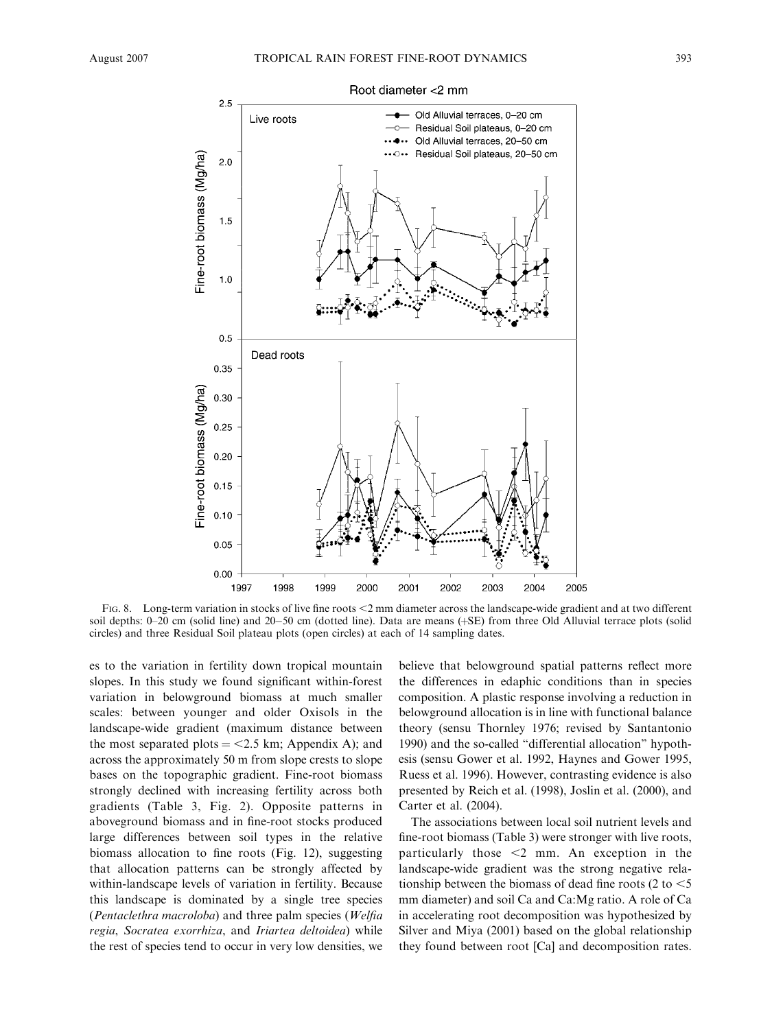FIG. 8. Long-term variation in stocks of live fine roots <2 mm diameter across the landscape-wide gradient and at two different soil depths: 0–20 cm (solid line) and 20–50 cm (dotted line). Data are means (+SE) from three Old Alluvial terrace plots (solid circles) and three Residual Soil plateau plots (open circles) at each of 14 sampling dates.

es to the variation in fertility down tropical mountain slopes. In this study we found significant within-forest variation in belowground biomass at much smaller scales: between younger and older Oxisols in the landscape-wide gradient (maximum distance between the most separated plots = <2.5 km; Appendix A); and across the approximately 50 m from slope crests to slope bases on the topographic gradient. Fine-root biomass strongly declined with increasing fertility across both gradients (Table 3, Fig. 2). Opposite patterns in aboveground biomass and in fine-root stocks produced large differences between soil types in the relative biomass allocation to fine roots (Fig. 12), suggesting that allocation patterns can be strongly affected by within-landscape levels of variation in fertility. Because this landscape is dominated by a single tree species (*Pentaclethra macroloba*) and three palm species (*Welfia regia*, *Socratea exorrhiza*, and *Iriartea deltoidea*) while the rest of species tend to occur in very low densities, we believe that belowground spatial patterns reflect more the differences in edaphic conditions than in species composition. A plastic response involving a reduction in belowground allocation is in line with functional balance theory (sensu Thornley 1976; revised by Santantonio 1990) and the so-called "differential allocation" hypothesis (sensu Gower et al. 1992, Haynes and Gower 1995, Ruess et al. 1996). However, contrasting evidence is also presented by Reich et al. (1998), Joslin et al. (2000), and Carter et al. (2004).

The associations between local soil nutrient levels and fine-root biomass (Table 3) were stronger with live roots, particularly those <2 mm. An exception in the landscape-wide gradient was the strong negative relationship between the biomass of dead fine roots (2 to <5 mm diameter) and soil Ca and Ca:Mg ratio. A role of Ca in accelerating root decomposition was hypothesized by Silver and Miya (2001) based on the global relationship they found between root [Ca] and decomposition rates.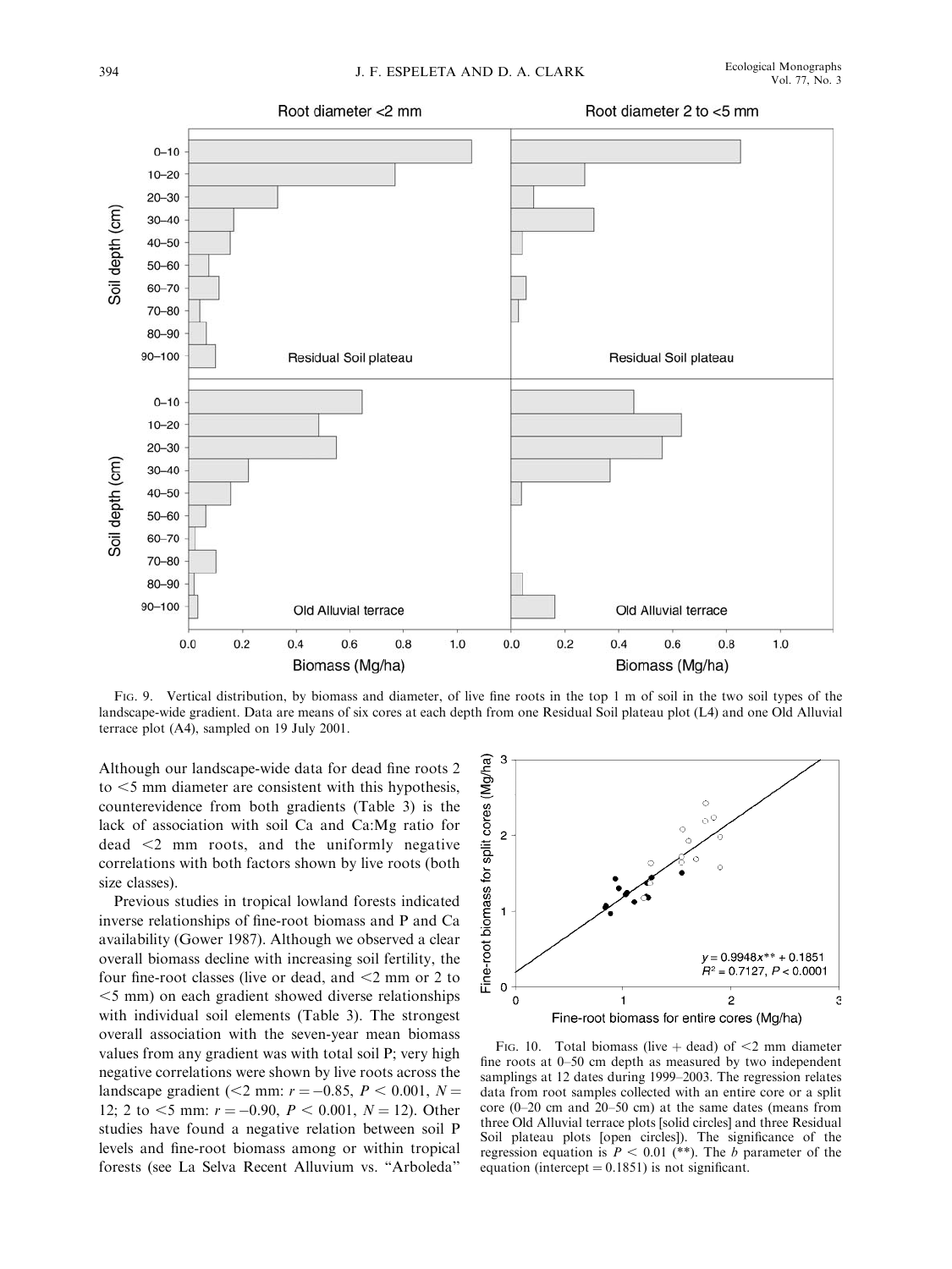FIG. 9. Vertical distribution, by biomass and diameter, of live fine roots in the top 1 m of soil in the two soil types of the landscape-wide gradient. Data are means of six cores at each depth from one Residual Soil plateau plot (L4) and one Old Alluvial terrace plot (A4), sampled on 19 July 2001.

Although our landscape-wide data for dead fine roots 2 to <5 mm diameter are consistent with this hypothesis, counterevidence from both gradients (Table 3) is the lack of association with soil Ca and Ca:Mg ratio for dead <2 mm roots, and the uniformly negative correlations with both factors shown by live roots (both size classes).

Previous studies in tropical lowland forests indicated inverse relationships of fine-root biomass and P and Ca availability (Gower 1987). Although we observed a clear overall biomass decline with increasing soil fertility, the four fine-root classes (live or dead, and <2 mm or 2 to <5 mm) on each gradient showed diverse relationships with individual soil elements (Table 3). The strongest overall association with the seven-year mean biomass values from any gradient was with total soil P; very high negative correlations were shown by live roots across the landscape gradient (<2 mm: $r = -0.85$, $P < 0.001$, $N = 12$; 2 to <5 mm: $r = -0.90$, $P < 0.001$, $N = 12$). Other studies have found a negative relation between soil P levels and fine-root biomass among or within tropical forests (see La Selva Recent Alluvium vs. "Arboleda"

FIG. 10. Total biomass (live + dead) of <2 mm diameter fine roots at 0–50 cm depth as measured by two independent samplings at 12 dates during 1999–2003. The regression relates data from root samples collected with an entire core or a split core (0–20 cm and 20–50 cm) at the same dates (means from three Old Alluvial terrace plots [solid circles] and three Residual Soil plateau plots [open circles]). The significance of the regression equation is $P < 0.01$ (**). The $b$ parameter of the equation (intercept = 0.1851) is not significant.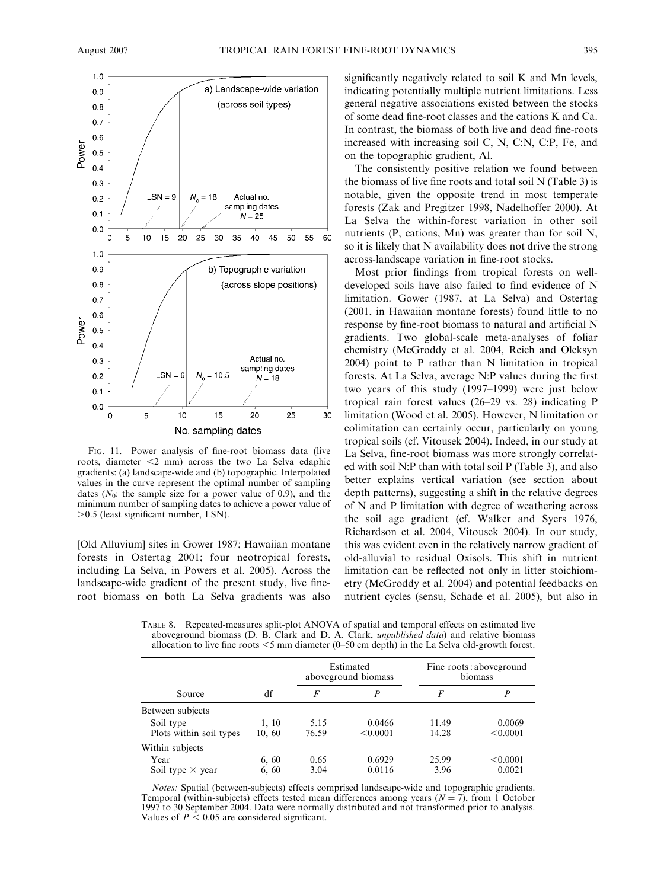FIG. 11. Power analysis of fine-root biomass data (live roots, diameter <2 mm) across the two La Selva edaphic gradients: (a) landscape-wide and (b) topographic. Interpolated values in the curve represent the optimal number of sampling dates ($N_0$: the sample size for a power value of 0.9), and the minimum number of sampling dates to achieve a power value of >0.5 (least significant number, LSN).

[Old Alluvium] sites in Gower 1987; Hawaiian montane forests in Ostertag 2001; four neotropical forests, including La Selva, in Powers et al. 2005). Across the landscape-wide gradient of the present study, live fine-root biomass on both La Selva gradients was also significantly negatively related to soil K and Mn levels, indicating potentially multiple nutrient limitations. Less general negative associations existed between the stocks of some dead fine-root classes and the cations K and Ca. In contrast, the biomass of both live and dead fine-roots increased with increasing soil C, N, C:N, C:P, Fe, and on the topographic gradient, Al.

The consistently positive relation we found between the biomass of live fine roots and total soil N (Table 3) is notable, given the opposite trend in most temperate forests (Zak and Pregitzer 1998, Nadelhoffer 2000). At La Selva the within-forest variation in other soil nutrients (P, cations, Mn) was greater than for soil N, so it is likely that N availability does not drive the strong across-landscape variation in fine-root stocks.

Most prior findings from tropical forests on well-developed soils have also failed to find evidence of N limitation. Gower (1987, at La Selva) and Ostertag (2001, in Hawaiian montane forests) found little to no response by fine-root biomass to natural and artificial N gradients. Two global-scale meta-analyses of foliar chemistry (McGroddy et al. 2004, Reich and Oleksyn 2004) point to P rather than N limitation in tropical forests. At La Selva, average N:P values during the first two years of this study (1997–1999) were just below tropical rain forest values (26–29 vs. 28) indicating P limitation (Wood et al. 2005). However, N limitation or colimitation can certainly occur, particularly on young tropical soils (cf. Vitousek 2004). Indeed, in our study at La Selva, fine-root biomass was more strongly correlated with soil N:P than with total soil P (Table 3), and also better explains vertical variation (see section about depth patterns), suggesting a shift in the relative degrees of N and P limitation with degree of weathering across the soil age gradient (cf. Walker and Syers 1976, Richardson et al. 2004, Vitousek 2004). In our study, this was evident even in the relatively narrow gradient of old-alluvial to residual Oxisols. This shift in nutrient limitation can be reflected not only in litter stoichiometry (McGroddy et al. 2004) and potential feedbacks on nutrient cycles (sensu, Schade et al. 2005), but also in

TABLE 8. Repeated-measures split-plot ANOVA of spatial and temporal effects on estimated live aboveground biomass (D. B. Clark and D. A. Clark, *unpublished data*) and relative biomass allocation to live fine roots <5 mm diameter (0–50 cm depth) in the La Selva old-growth forest.

| Source | df | Estimated aboveground biomass | | Fine roots : aboveground biomass | |
|---|---|---|---|---|---|
| | | *F* | *P* | *F* | *P* |
| Between subjects | | | | | |
| Soil type | 1, 10 | 5.15 | 0.0466 | 11.49 | 0.0069 |
| Plots within soil types | 10, 60 | 76.59 | <0.0001 | 14.28 | <0.0001 |
| Within subjects | | | | | |
| Year | 6, 60 | 0.65 | 0.6929 | 25.99 | <0.0001 |
| Soil type × year | 6, 60 | 3.04 | 0.0116 | 3.96 | 0.0021 |

*Notes:* Spatial (between-subjects) effects comprised landscape-wide and topographic gradients. Temporal (within-subjects) effects tested mean differences among years ($N = 7$), from 1 October 1997 to 30 September 2004. Data were normally distributed and not transformed prior to analysis. Values of $P < 0.05$ are considered significant.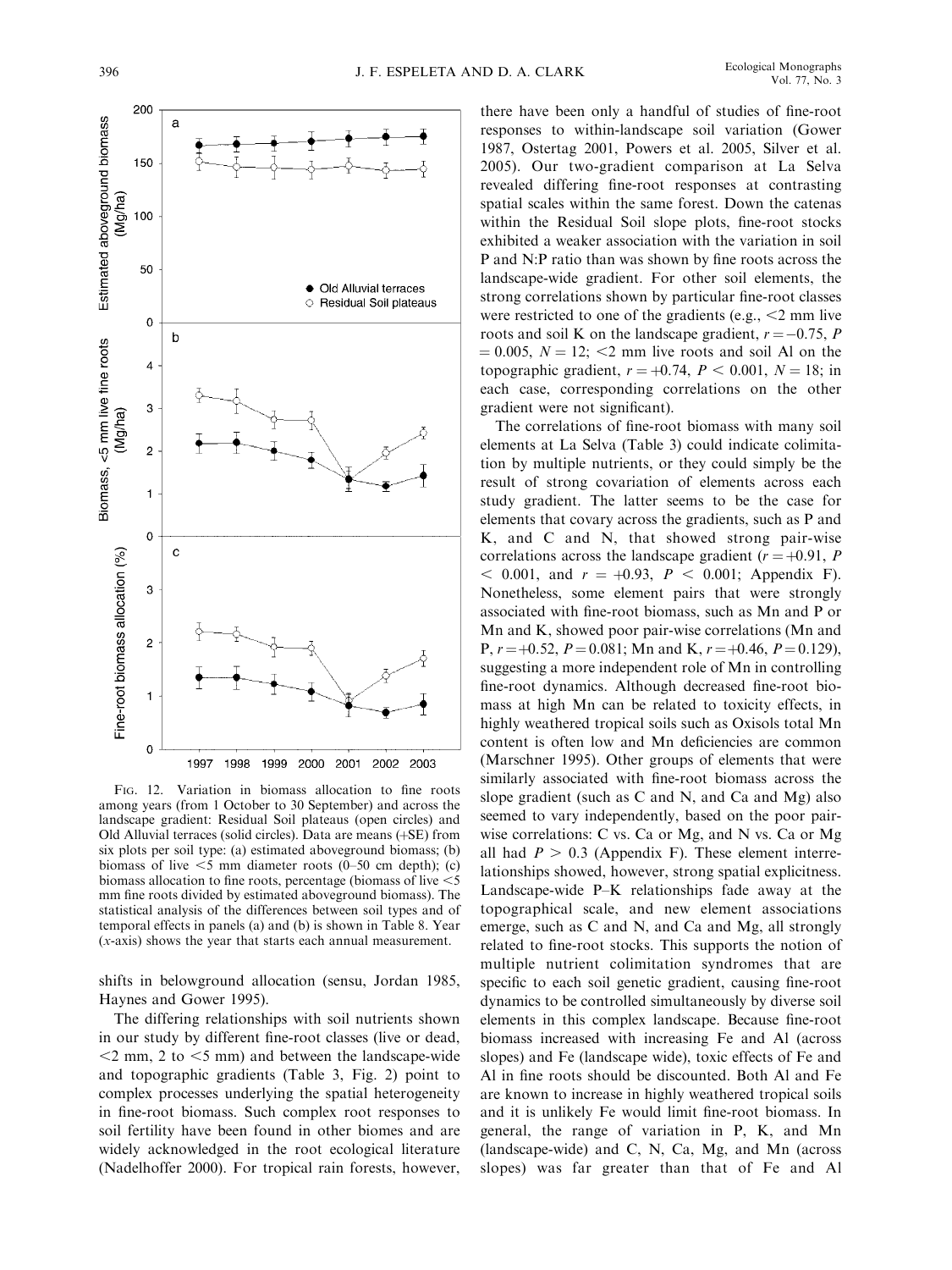FIG. 12. Variation in biomass allocation to fine roots among years (from 1 October to 30 September) and across the landscape gradient: Residual Soil plateaus (open circles) and Old Alluvial terraces (solid circles). Data are means (+SE) from six plots per soil type: (a) estimated aboveground biomass; (b) biomass of live <5 mm diameter roots (0–50 cm depth); (c) biomass allocation to fine roots, percentage (biomass of live <5 mm fine roots divided by estimated aboveground biomass). The statistical analysis of the differences between soil types and of temporal effects in panels (a) and (b) is shown in Table 8. Year (*x*-axis) shows the year that starts each annual measurement.

shifts in belowground allocation (sensu, Jordan 1985, Haynes and Gower 1995).

The differing relationships with soil nutrients shown in our study by different fine-root classes (live or dead, <2 mm, 2 to <5 mm) and between the landscape-wide and topographic gradients (Table 3, Fig. 2) point to complex processes underlying the spatial heterogeneity in fine-root biomass. Such complex root responses to soil fertility have been found in other biomes and are widely acknowledged in the root ecological literature (Nadelhoffer 2000). For tropical rain forests, however, there have been only a handful of studies of fine-root responses to within-landscape soil variation (Gower 1987, Ostertag 2001, Powers et al. 2005, Silver et al. 2005). Our two-gradient comparison at La Selva revealed differing fine-root responses at contrasting spatial scales within the same forest. Down the catenas within the Residual Soil slope plots, fine-root stocks exhibited a weaker association with the variation in soil P and N:P ratio than was shown by fine roots across the landscape-wide gradient. For other soil elements, the strong correlations shown by particular fine-root classes were restricted to one of the gradients (e.g., <2 mm live roots and soil K on the landscape gradient, $r = -0.75$, $P = 0.005$, $N = 12$; <2 mm live roots and soil Al on the topographic gradient, $r = +0.74$, $P < 0.001$, $N = 18$; in each case, corresponding correlations on the other gradient were not significant).

The correlations of fine-root biomass with many soil elements at La Selva (Table 3) could indicate colimitation by multiple nutrients, or they could simply be the result of strong covariation of elements across each study gradient. The latter seems to be the case for elements that covary across the gradients, such as P and K, and C and N, that showed strong pair-wise correlations across the landscape gradient ($r = +0.91$, $P < 0.001$, and $r = +0.93$, $P < 0.001$; Appendix F). Nonetheless, some element pairs that were strongly associated with fine-root biomass, such as Mn and P or Mn and K, showed poor pair-wise correlations (Mn and P, $r = +0.52$, $P = 0.081$; Mn and K, $r = +0.46$, $P = 0.129$), suggesting a more independent role of Mn in controlling fine-root dynamics. Although decreased fine-root biomass at high Mn can be related to toxicity effects, in highly weathered tropical soils such as Oxisols total Mn content is often low and Mn deficiencies are common (Marschner 1995). Other groups of elements that were similarly associated with fine-root biomass across the slope gradient (such as C and N, and Ca and Mg) also seemed to vary independently, based on the poor pair-wise correlations: C vs. Ca or Mg, and N vs. Ca or Mg all had $P > 0.3$ (Appendix F). These element interrelationships showed, however, strong spatial explicitness. Landscape-wide P–K relationships fade away at the topographical scale, and new element associations emerge, such as C and N, and Ca and Mg, all strongly related to fine-root stocks. This supports the notion of multiple nutrient colimitation syndromes that are specific to each soil genetic gradient, causing fine-root dynamics to be controlled simultaneously by diverse soil elements in this complex landscape. Because fine-root biomass increased with increasing Fe and Al (across slopes) and Fe (landscape wide), toxic effects of Fe and Al in fine roots should be discounted. Both Al and Fe are known to increase in highly weathered tropical soils and it is unlikely Fe would limit fine-root biomass. In general, the range of variation in P, K, and Mn (landscape-wide) and C, N, Ca, Mg, and Mn (across slopes) was far greater than that of Fe and Al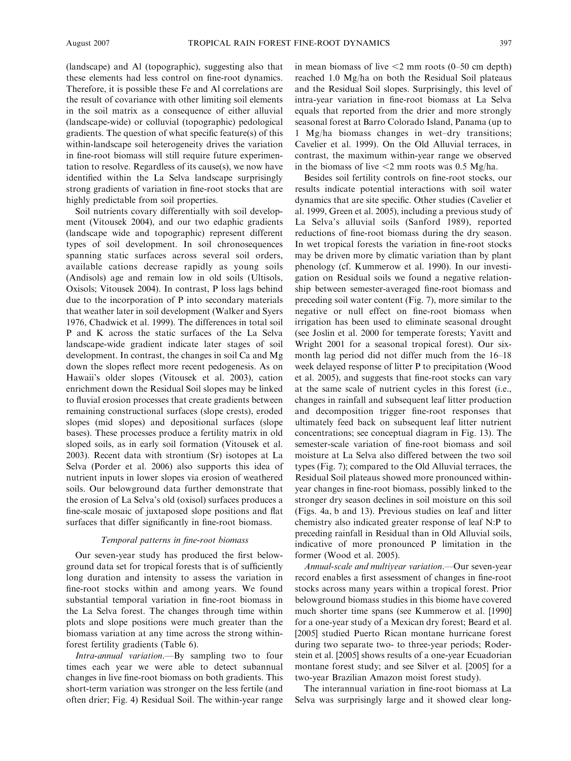(landscape) and Al (topographic), suggesting also that these elements had less control on fine-root dynamics. Therefore, it is possible these Fe and Al correlations are the result of covariance with other limiting soil elements in the soil matrix as a consequence of either alluvial (landscape-wide) or colluvial (topographic) pedological gradients. The question of what specific feature(s) of this within-landscape soil heterogeneity drives the variation in fine-root biomass will still require future experimentation to resolve. Regardless of its cause(s), we now have identified within the La Selva landscape surprisingly strong gradients of variation in fine-root stocks that are highly predictable from soil properties.

Soil nutrients covary differentially with soil development (Vitousek 2004), and our two edaphic gradients (landscape wide and topographic) represent different types of soil development. In soil chronosequences spanning static surfaces across several soil orders, available cations decrease rapidly as young soils (Andisols) age and remain low in old soils (Ultisols, Oxisols; Vitousek 2004). In contrast, P loss lags behind due to the incorporation of P into secondary materials that weather later in soil development (Walker and Syers 1976, Chadwick et al. 1999). The differences in total soil P and K across the static surfaces of the La Selva landscape-wide gradient indicate later stages of soil development. In contrast, the changes in soil Ca and Mg down the slopes reflect more recent pedogenesis. As on Hawaii's older slopes (Vitousek et al. 2003), cation enrichment down the Residual Soil slopes may be linked to fluvial erosion processes that create gradients between remaining constructional surfaces (slope crests), eroded slopes (mid slopes) and depositional surfaces (slope bases). These processes produce a fertility matrix in old sloped soils, as in early soil formation (Vitousek et al. 2003). Recent data with strontium (Sr) isotopes at La Selva (Porder et al. 2006) also supports this idea of nutrient inputs in lower slopes via erosion of weathered soils. Our belowground data further demonstrate that the erosion of La Selva's old (oxisol) surfaces produces a fine-scale mosaic of juxtaposed slope positions and flat surfaces that differ significantly in fine-root biomass.

### *Temporal patterns in fine-root biomass*

Our seven-year study has produced the first belowground data set for tropical forests that is of sufficiently long duration and intensity to assess the variation in fine-root stocks within and among years. We found substantial temporal variation in fine-root biomass in the La Selva forest. The changes through time within plots and slope positions were much greater than the biomass variation at any time across the strong within-forest fertility gradients (Table 6).

*Intra-annual variation*.—By sampling two to four times each year we were able to detect subannual changes in live fine-root biomass on both gradients. This short-term variation was stronger on the less fertile (and often drier; Fig. 4) Residual Soil. The within-year range in mean biomass of live <2 mm roots (0–50 cm depth) reached 1.0 Mg/ha on both the Residual Soil plateaus and the Residual Soil slopes. Surprisingly, this level of intra-year variation in fine-root biomass at La Selva equals that reported from the drier and more strongly seasonal forest at Barro Colorado Island, Panama (up to 1 Mg/ha biomass changes in wet–dry transitions; Cavelier et al. 1999). On the Old Alluvial terraces, in contrast, the maximum within-year range we observed in the biomass of live <2 mm roots was 0.5 Mg/ha.

Besides soil fertility controls on fine-root stocks, our results indicate potential interactions with soil water dynamics that are site specific. Other studies (Cavelier et al. 1999, Green et al. 2005), including a previous study of La Selva's alluvial soils (Sanford 1989), reported reductions of fine-root biomass during the dry season. In wet tropical forests the variation in fine-root stocks may be driven more by climatic variation than by plant phenology (cf. Kummerow et al. 1990). In our investigation on Residual soils we found a negative relationship between semester-averaged fine-root biomass and preceding soil water content (Fig. 7), more similar to the negative or null effect on fine-root biomass when irrigation has been used to eliminate seasonal drought (see Joslin et al. 2000 for temperate forests; Yavitt and Wright 2001 for a seasonal tropical forest). Our six-month lag period did not differ much from the 16–18 week delayed response of litter P to precipitation (Wood et al. 2005), and suggests that fine-root stocks can vary at the same scale of nutrient cycles in this forest (i.e., changes in rainfall and subsequent leaf litter production and decomposition trigger fine-root responses that ultimately feed back on subsequent leaf litter nutrient concentrations; see conceptual diagram in Fig. 13). The semester-scale variation of fine-root biomass and soil moisture at La Selva also differed between the two soil types (Fig. 7); compared to the Old Alluvial terraces, the Residual Soil plateaus showed more pronounced within-year changes in fine-root biomass, possibly linked to the stronger dry season declines in soil moisture on this soil (Figs. 4a, b and 13). Previous studies on leaf and litter chemistry also indicated greater response of leaf N:P to preceding rainfall in Residual than in Old Alluvial soils, indicative of more pronounced P limitation in the former (Wood et al. 2005).

*Annual-scale and multiyear variation*.—Our seven-year record enables a first assessment of changes in fine-root stocks across many years within a tropical forest. Prior belowground biomass studies in this biome have covered much shorter time spans (see Kummerow et al. [1990] for a one-year study of a Mexican dry forest; Beard et al. [2005] studied Puerto Rican montane hurricane forest during two separate two- to three-year periods; Roderstein et al. [2005] shows results of a one-year Ecuadorian montane forest study; and see Silver et al. [2005] for a two-year Brazilian Amazon moist forest study).

The interannual variation in fine-root biomass at La Selva was surprisingly large and it showed clear long-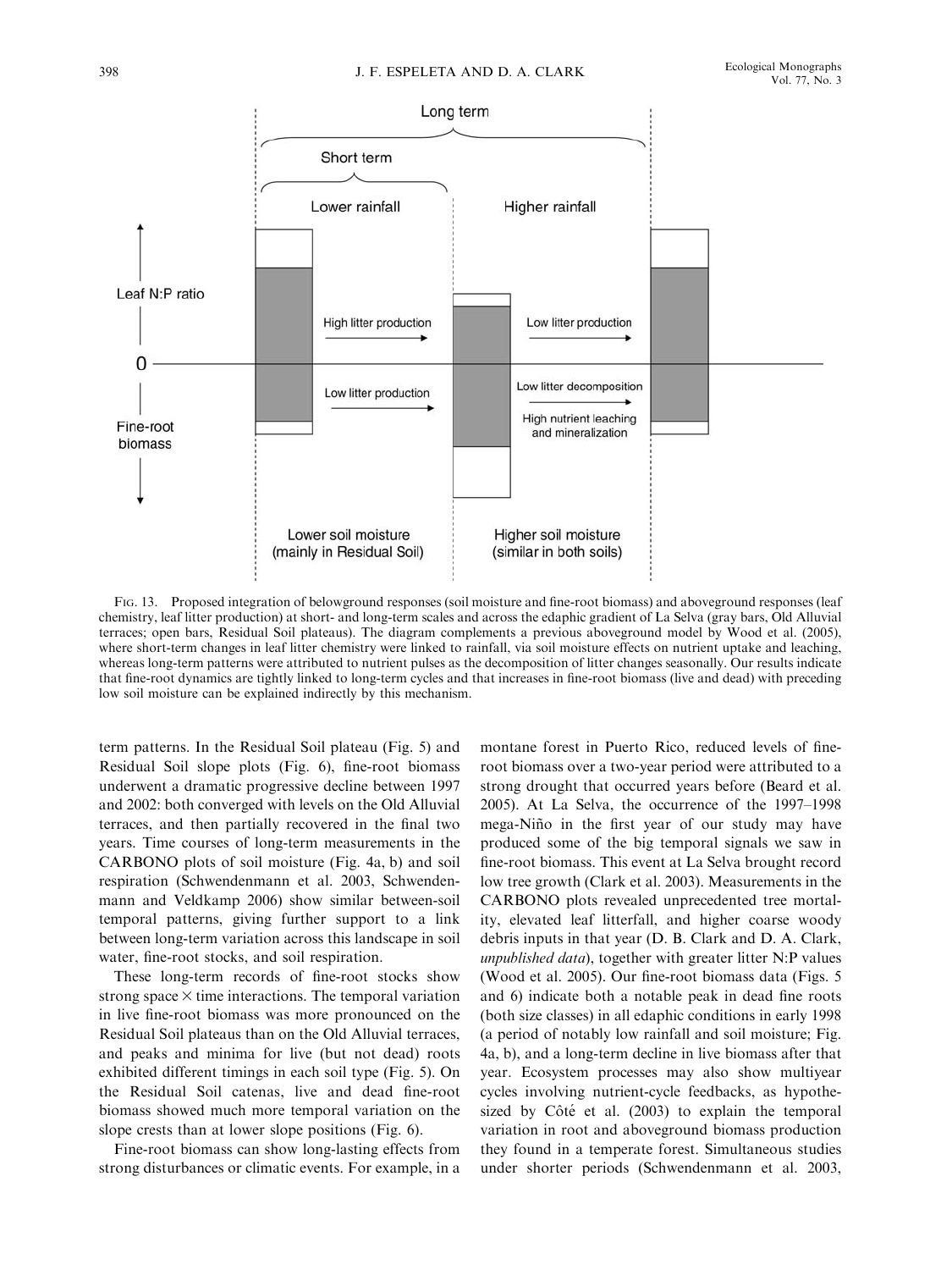FIG. 13. Proposed integration of belowground responses (soil moisture and fine-root biomass) and aboveground responses (leaf chemistry, leaf litter production) at short- and long-term scales and across the edaphic gradient of La Selva (gray bars, Old Alluvial terraces; open bars, Residual Soil plateaus). The diagram complements a previous aboveground model by Wood et al. (2005), where short-term changes in leaf litter chemistry were linked to rainfall, via soil moisture effects on nutrient uptake and leaching, whereas long-term patterns were attributed to nutrient pulses as the decomposition of litter changes seasonally. Our results indicate that fine-root dynamics are tightly linked to long-term cycles and that increases in fine-root biomass (live and dead) with preceding low soil moisture can be explained indirectly by this mechanism.

term patterns. In the Residual Soil plateau (Fig. 5) and Residual Soil slope plots (Fig. 6), fine-root biomass underwent a dramatic progressive decline between 1997 and 2002: both converged with levels on the Old Alluvial terraces, and then partially recovered in the final two years. Time courses of long-term measurements in the CARBONO plots of soil moisture (Fig. 4a, b) and soil respiration (Schwendenmann et al. 2003, Schwendenmann and Veldkamp 2006) show similar between-soil temporal patterns, giving further support to a link between long-term variation across this landscape in soil water, fine-root stocks, and soil respiration.

These long-term records of fine-root stocks show strong space $\times$ time interactions. The temporal variation in live fine-root biomass was more pronounced on the Residual Soil plateaus than on the Old Alluvial terraces, and peaks and minima for live (but not dead) roots exhibited different timings in each soil type (Fig. 5). On the Residual Soil catenas, live and dead fine-root biomass showed much more temporal variation on the slope crests than at lower slope positions (Fig. 6).

Fine-root biomass can show long-lasting effects from strong disturbances or climatic events. For example, in a montane forest in Puerto Rico, reduced levels of fine-root biomass over a two-year period were attributed to a strong drought that occurred years before (Beard et al. 2005). At La Selva, the occurrence of the 1997–1998 mega-Niño in the first year of our study may have produced some of the big temporal signals we saw in fine-root biomass. This event at La Selva brought record low tree growth (Clark et al. 2003). Measurements in the CARBONO plots revealed unprecedented tree mortality, elevated leaf litterfall, and higher coarse woody debris inputs in that year (D. B. Clark and D. A. Clark, *unpublished data*), together with greater litter N:P values (Wood et al. 2005). Our fine-root biomass data (Figs. 5 and 6) indicate both a notable peak in dead fine roots (both size classes) in all edaphic conditions in early 1998 (a period of notably low rainfall and soil moisture; Fig. 4a, b), and a long-term decline in live biomass after that year. Ecosystem processes may also show multiyear cycles involving nutrient-cycle feedbacks, as hypothesized by Côté et al. (2003) to explain the temporal variation in root and aboveground biomass production they found in a temperate forest. Simultaneous studies under shorter periods (Schwendenmann et al. 2003,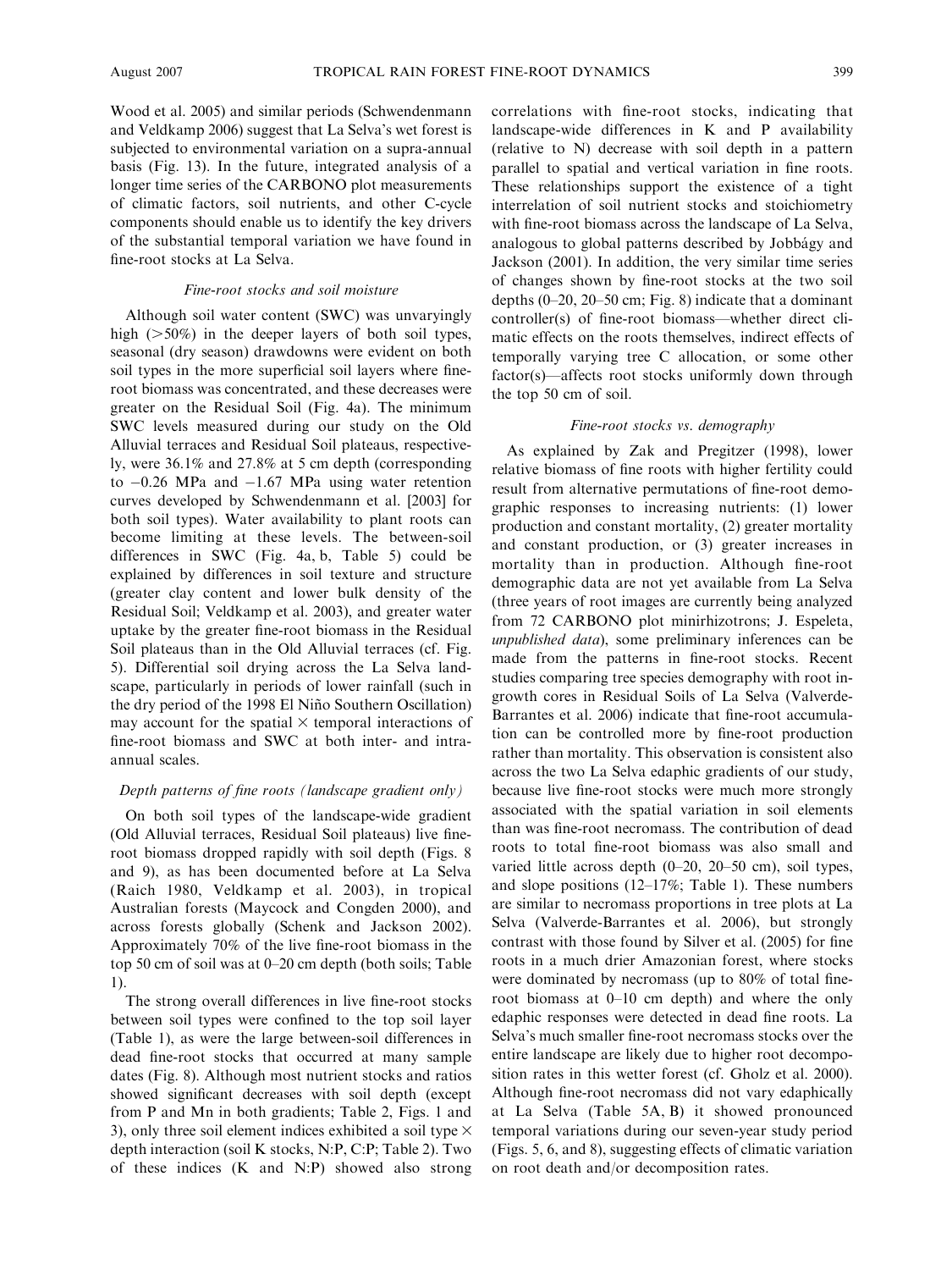Wood et al. 2005) and similar periods (Schwendenmann and Veldkamp 2006) suggest that La Selva's wet forest is subjected to environmental variation on a supra-annual basis (Fig. 13). In the future, integrated analysis of a longer time series of the CARBONO plot measurements of climatic factors, soil nutrients, and other C-cycle components should enable us to identify the key drivers of the substantial temporal variation we have found in fine-root stocks at La Selva.

### *Fine-root stocks and soil moisture*

Although soil water content (SWC) was unvaryingly high (>50%) in the deeper layers of both soil types, seasonal (dry season) drawdowns were evident on both soil types in the more superficial soil layers where fine-root biomass was concentrated, and these decreases were greater on the Residual Soil (Fig. 4a). The minimum SWC levels measured during our study on the Old Alluvial terraces and Residual Soil plateaus, respectively, were 36.1% and 27.8% at 5 cm depth (corresponding to −0.26 MPa and −1.67 MPa using water retention curves developed by Schwendenmann et al. [2003] for both soil types). Water availability to plant roots can become limiting at these levels. The between-soil differences in SWC (Fig. 4a, b, Table 5) could be explained by differences in soil texture and structure (greater clay content and lower bulk density of the Residual Soil; Veldkamp et al. 2003), and greater water uptake by the greater fine-root biomass in the Residual Soil plateaus than in the Old Alluvial terraces (cf. Fig. 5). Differential soil drying across the La Selva landscape, particularly in periods of lower rainfall (such in the dry period of the 1998 El Niño Southern Oscillation) may account for the spatial × temporal interactions of fine-root biomass and SWC at both inter- and intra-annual scales.

### *Depth patterns of fine roots (landscape gradient only)*

On both soil types of the landscape-wide gradient (Old Alluvial terraces, Residual Soil plateaus) live fine-root biomass dropped rapidly with soil depth (Figs. 8 and 9), as has been documented before at La Selva (Raich 1980, Veldkamp et al. 2003), in tropical Australian forests (Maycock and Congden 2000), and across forests globally (Schenk and Jackson 2002). Approximately 70% of the live fine-root biomass in the top 50 cm of soil was at 0–20 cm depth (both soils; Table 1).

The strong overall differences in live fine-root stocks between soil types were confined to the top soil layer (Table 1), as were the large between-soil differences in dead fine-root stocks that occurred at many sample dates (Fig. 8). Although most nutrient stocks and ratios showed significant decreases with soil depth (except from P and Mn in both gradients; Table 2, Figs. 1 and 3), only three soil element indices exhibited a soil type × depth interaction (soil K stocks, N:P, C:P; Table 2). Two of these indices (K and N:P) showed also strong correlations with fine-root stocks, indicating that landscape-wide differences in K and P availability (relative to N) decrease with soil depth in a pattern parallel to spatial and vertical variation in fine roots. These relationships support the existence of a tight interrelation of soil nutrient stocks and stoichiometry with fine-root biomass across the landscape of La Selva, analogous to global patterns described by Jobbágy and Jackson (2001). In addition, the very similar time series of changes shown by fine-root stocks at the two soil depths (0–20, 20–50 cm; Fig. 8) indicate that a dominant controller(s) of fine-root biomass—whether direct climatic effects on the roots themselves, indirect effects of temporally varying tree C allocation, or some other factor(s)—affects root stocks uniformly down through the top 50 cm of soil.

### *Fine-root stocks vs. demography*

As explained by Zak and Pregitzer (1998), lower relative biomass of fine roots with higher fertility could result from alternative permutations of fine-root demographic responses to increasing nutrients: (1) lower production and constant mortality, (2) greater mortality and constant production, or (3) greater increases in mortality than in production. Although fine-root demographic data are not yet available from La Selva (three years of root images are currently being analyzed from 72 CARBONO plot minirhizotrons; J. Espeleta, *unpublished data*), some preliminary inferences can be made from the patterns in fine-root stocks. Recent studies comparing tree species demography with root in-growth cores in Residual Soils of La Selva (Valverde-Barrantes et al. 2006) indicate that fine-root accumulation can be controlled more by fine-root production rather than mortality. This observation is consistent also across the two La Selva edaphic gradients of our study, because live fine-root stocks were much more strongly associated with the spatial variation in soil elements than was fine-root necromass. The contribution of dead roots to total fine-root biomass was also small and varied little across depth (0–20, 20–50 cm), soil types, and slope positions (12–17%; Table 1). These numbers are similar to necromass proportions in tree plots at La Selva (Valverde-Barrantes et al. 2006), but strongly contrast with those found by Silver et al. (2005) for fine roots in a much drier Amazonian forest, where stocks were dominated by necromass (up to 80% of total fine-root biomass at 0–10 cm depth) and where the only edaphic responses were detected in dead fine roots. La Selva's much smaller fine-root necromass stocks over the entire landscape are likely due to higher root decomposition rates in this wetter forest (cf. Gholz et al. 2000). Although fine-root necromass did not vary edaphically at La Selva (Table 5A, B) it showed pronounced temporal variations during our seven-year study period (Figs. 5, 6, and 8), suggesting effects of climatic variation on root death and/or decomposition rates.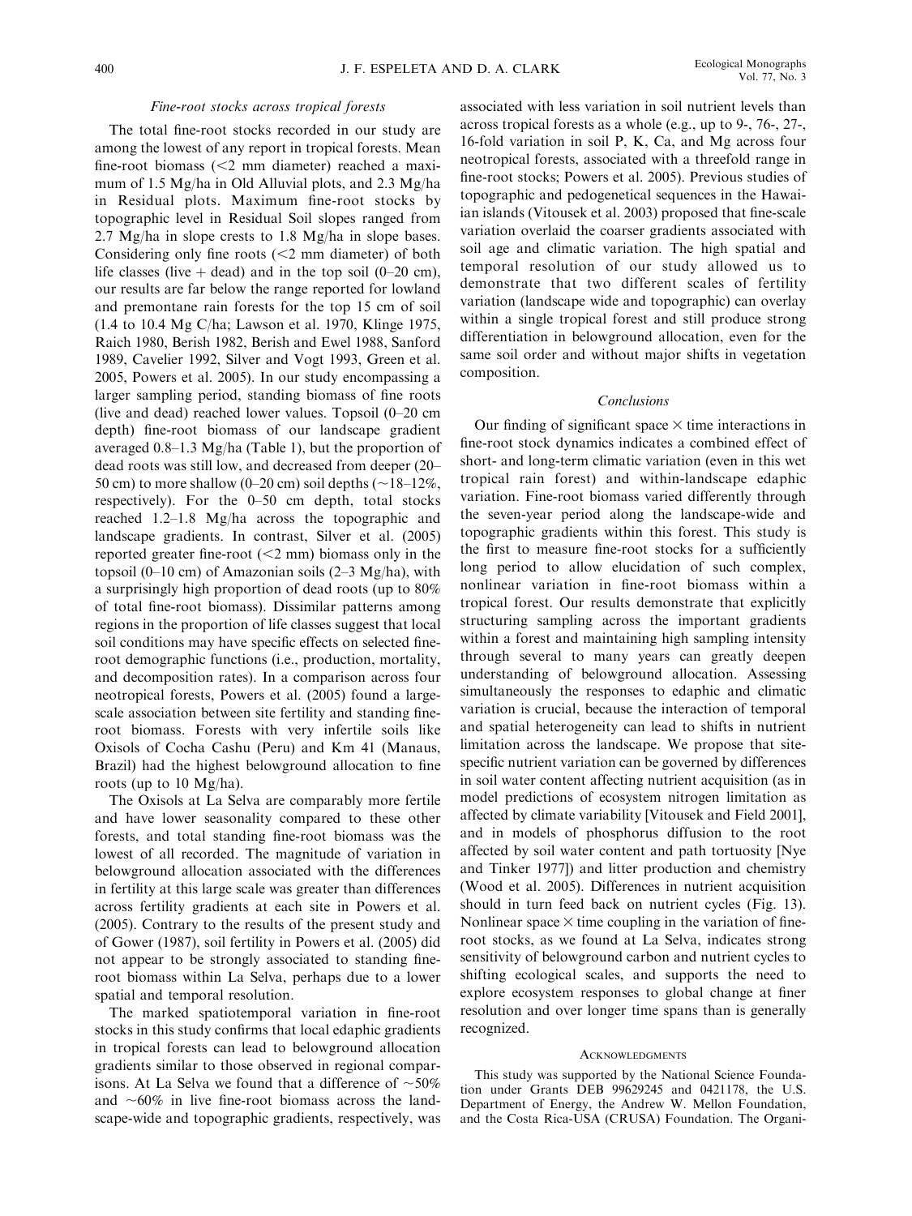### *Fine-root stocks across tropical forests*

The total fine-root stocks recorded in our study are among the lowest of any report in tropical forests. Mean fine-root biomass (<2 mm diameter) reached a maximum of 1.5 Mg/ha in Old Alluvial plots, and 2.3 Mg/ha in Residual plots. Maximum fine-root stocks by topographic level in Residual Soil slopes ranged from 2.7 Mg/ha in slope crests to 1.8 Mg/ha in slope bases. Considering only fine roots (<2 mm diameter) of both life classes (live + dead) and in the top soil (0–20 cm), our results are far below the range reported for lowland and premontane rain forests for the top 15 cm of soil (1.4 to 10.4 Mg C/ha; Lawson et al. 1970, Klinge 1975, Raich 1980, Berish 1982, Berish and Ewel 1988, Sanford 1989, Cavelier 1992, Silver and Vogt 1993, Green et al. 2005, Powers et al. 2005). In our study encompassing a larger sampling period, standing biomass of fine roots (live and dead) reached lower values. Topsoil (0–20 cm depth) fine-root biomass of our landscape gradient averaged 0.8–1.3 Mg/ha (Table 1), but the proportion of dead roots was still low, and decreased from deeper (20–50 cm) to more shallow (0–20 cm) soil depths (~18–12%, respectively). For the 0–50 cm depth, total stocks reached 1.2–1.8 Mg/ha across the topographic and landscape gradients. In contrast, Silver et al. (2005) reported greater fine-root (<2 mm) biomass only in the topsoil (0–10 cm) of Amazonian soils (2–3 Mg/ha), with a surprisingly high proportion of dead roots (up to 80% of total fine-root biomass). Dissimilar patterns among regions in the proportion of life classes suggest that local soil conditions may have specific effects on selected fine-root demographic functions (i.e., production, mortality, and decomposition rates). In a comparison across four neotropical forests, Powers et al. (2005) found a large-scale association between site fertility and standing fine-root biomass. Forests with very infertile soils like Oxisols of Cocha Cashu (Peru) and Km 41 (Manaus, Brazil) had the highest belowground allocation to fine roots (up to 10 Mg/ha).

The Oxisols at La Selva are comparably more fertile and have lower seasonality compared to these other forests, and total standing fine-root biomass was the lowest of all recorded. The magnitude of variation in belowground allocation associated with the differences in fertility at this large scale was greater than differences across fertility gradients at each site in Powers et al. (2005). Contrary to the results of the present study and of Gower (1987), soil fertility in Powers et al. (2005) did not appear to be strongly associated to standing fine-root biomass within La Selva, perhaps due to a lower spatial and temporal resolution.

The marked spatiotemporal variation in fine-root stocks in this study confirms that local edaphic gradients in tropical forests can lead to belowground allocation gradients similar to those observed in regional comparisons. At La Selva we found that a difference of ~50% and ~60% in live fine-root biomass across the landscape-wide and topographic gradients, respectively, was associated with less variation in soil nutrient levels than across tropical forests as a whole (e.g., up to 9-, 76-, 27-, 16-fold variation in soil P, K, Ca, and Mg across four neotropical forests, associated with a threefold range in fine-root stocks; Powers et al. 2005). Previous studies of topographic and pedogenetical sequences in the Hawaiian islands (Vitousek et al. 2003) proposed that fine-scale variation overlaid the coarser gradients associated with soil age and climatic variation. The high spatial and temporal resolution of our study allowed us to demonstrate that two different scales of fertility variation (landscape wide and topographic) can overlay within a single tropical forest and still produce strong differentiation in belowground allocation, even for the same soil order and without major shifts in vegetation composition.

### *Conclusions*

Our finding of significant space × time interactions in fine-root stock dynamics indicates a combined effect of short- and long-term climatic variation (even in this wet tropical rain forest) and within-landscape edaphic variation. Fine-root biomass varied differently through the seven-year period along the landscape-wide and topographic gradients within this forest. This study is the first to measure fine-root stocks for a sufficiently long period to allow elucidation of such complex, nonlinear variation in fine-root biomass within a tropical forest. Our results demonstrate that explicitly structuring sampling across the important gradients within a forest and maintaining high sampling intensity through several to many years can greatly deepen understanding of belowground allocation. Assessing simultaneously the responses to edaphic and climatic variation is crucial, because the interaction of temporal and spatial heterogeneity can lead to shifts in nutrient limitation across the landscape. We propose that site-specific nutrient variation can be governed by differences in soil water content affecting nutrient acquisition (as in model predictions of ecosystem nitrogen limitation as affected by climate variability [Vitousek and Field 2001], and in models of phosphorus diffusion to the root affected by soil water content and path tortuosity [Nye and Tinker 1977]) and litter production and chemistry (Wood et al. 2005). Differences in nutrient acquisition should in turn feed back on nutrient cycles (Fig. 13). Nonlinear space × time coupling in the variation of fine-root stocks, as we found at La Selva, indicates strong sensitivity of belowground carbon and nutrient cycles to shifting ecological scales, and supports the need to explore ecosystem responses to global change at finer resolution and over longer time spans than is generally recognized.

## Acknowledgments

This study was supported by the National Science Foundation under Grants DEB 99629245 and 0421178, the U.S. Department of Energy, the Andrew W. Mellon Foundation, and the Costa Rica-USA (CRUSA) Foundation. The Organi-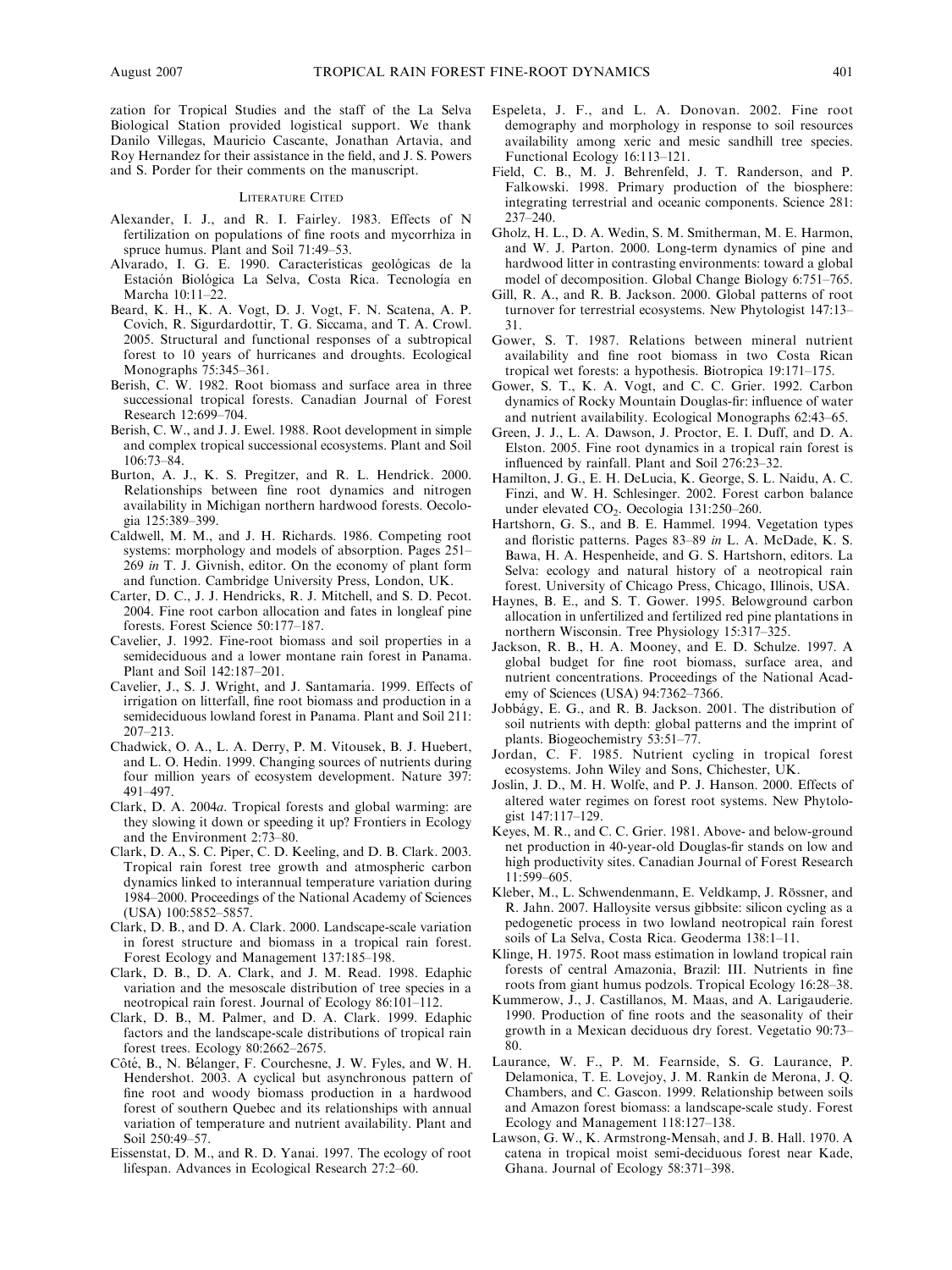zation for Tropical Studies and the staff of the La Selva Biological Station provided logistical support. We thank Danilo Villegas, Mauricio Cascante, Jonathan Artavia, and Roy Hernandez for their assistance in the field, and J. S. Powers and S. Porder for their comments on the manuscript.

## Literature Cited

Alexander, I. J., and R. I. Fairley. 1983. Effects of N fertilization on populations of fine roots and mycorrhiza in spruce humus. Plant and Soil 71:49–53.

Alvarado, I. G. E. 1990. Características geológicas de la Estación Biológica La Selva, Costa Rica. Tecnología en Marcha 10:11–22.

Beard, K. H., K. A. Vogt, D. J. Vogt, F. N. Scatena, A. P. Covich, R. Sigurdardottir, T. G. Siccama, and T. A. Crowl. 2005. Structural and functional responses of a subtropical forest to 10 years of hurricanes and droughts. Ecological Monographs 75:345–361.

Berish, C. W. 1982. Root biomass and surface area in three successional tropical forests. Canadian Journal of Forest Research 12:699–704.

Berish, C. W., and J. J. Ewel. 1988. Root development in simple and complex tropical successional ecosystems. Plant and Soil 106:73–84.

Burton, A. J., K. S. Pregitzer, and R. L. Hendrick. 2000. Relationships between fine root dynamics and nitrogen availability in Michigan northern hardwood forests. Oecologia 125:389–399.

Caldwell, M. M., and J. H. Richards. 1986. Competing root systems: morphology and models of absorption. Pages 251–269 *in* T. J. Givnish, editor. On the economy of plant form and function. Cambridge University Press, London, UK.

Carter, D. C., J. J. Hendricks, R. J. Mitchell, and S. D. Pecot. 2004. Fine root carbon allocation and fates in longleaf pine forests. Forest Science 50:177–187.

Cavelier, J. 1992. Fine-root biomass and soil properties in a semideciduous and a lower montane rain forest in Panama. Plant and Soil 142:187–201.

Cavelier, J., S. J. Wright, and J. Santamaría. 1999. Effects of irrigation on litterfall, fine root biomass and production in a semideciduous lowland forest in Panama. Plant and Soil 211: 207–213.

Chadwick, O. A., L. A. Derry, P. M. Vitousek, B. J. Huebert, and L. O. Hedin. 1999. Changing sources of nutrients during four million years of ecosystem development. Nature 397: 491–497.

Clark, D. A. 2004*a*. Tropical forests and global warming: are they slowing it down or speeding it up? Frontiers in Ecology and the Environment 2:73–80.

Clark, D. A., S. C. Piper, C. D. Keeling, and D. B. Clark. 2003. Tropical rain forest tree growth and atmospheric carbon dynamics linked to interannual temperature variation during 1984–2000. Proceedings of the National Academy of Sciences (USA) 100:5852–5857.

Clark, D. B., and D. A. Clark. 2000. Landscape-scale variation in forest structure and biomass in a tropical rain forest. Forest Ecology and Management 137:185–198.

Clark, D. B., D. A. Clark, and J. M. Read. 1998. Edaphic variation and the mesoscale distribution of tree species in a neotropical rain forest. Journal of Ecology 86:101–112.

Clark, D. B., M. Palmer, and D. A. Clark. 1999. Edaphic factors and the landscape-scale distributions of tropical rain forest trees. Ecology 80:2662–2675.

Côté, B., N. Bélanger, F. Courchesne, J. W. Fyles, and W. H. Hendershot. 2003. A cyclical but asynchronous pattern of fine root and woody biomass production in a hardwood forest of southern Quebec and its relationships with annual variation of temperature and nutrient availability. Plant and Soil 250:49–57.

Eissenstat, D. M., and R. D. Yanai. 1997. The ecology of root lifespan. Advances in Ecological Research 27:2–60.

Espeleta, J. F., and L. A. Donovan. 2002. Fine root demography and morphology in response to soil resources availability among xeric and mesic sandhill tree species. Functional Ecology 16:113–121.

Field, C. B., M. J. Behrenfeld, J. T. Randerson, and P. Falkowski. 1998. Primary production of the biosphere: integrating terrestrial and oceanic components. Science 281: 237–240.

Gholz, H. L., D. A. Wedin, S. M. Smitherman, M. E. Harmon, and W. J. Parton. 2000. Long-term dynamics of pine and hardwood litter in contrasting environments: toward a global model of decomposition. Global Change Biology 6:751–765.

Gill, R. A., and R. B. Jackson. 2000. Global patterns of root turnover for terrestrial ecosystems. New Phytologist 147:13–31.

Gower, S. T. 1987. Relations between mineral nutrient availability and fine root biomass in two Costa Rican tropical wet forests: a hypothesis. Biotropica 19:171–175.

Gower, S. T., K. A. Vogt, and C. C. Grier. 1992. Carbon dynamics of Rocky Mountain Douglas-fir: influence of water and nutrient availability. Ecological Monographs 62:43–65.

Green, J. J., L. A. Dawson, J. Proctor, E. I. Duff, and D. A. Elston. 2005. Fine root dynamics in a tropical rain forest is influenced by rainfall. Plant and Soil 276:23–32.

Hamilton, J. G., E. H. DeLucia, K. George, S. L. Naidu, A. C. Finzi, and W. H. Schlesinger. 2002. Forest carbon balance under elevated $CO_2$. Oecologia 131:250–260.

Hartshorn, G. S., and B. E. Hammel. 1994. Vegetation types and floristic patterns. Pages 83–89 *in* L. A. McDade, K. S. Bawa, H. A. Hespenheide, and G. S. Hartshorn, editors. La Selva: ecology and natural history of a neotropical rain forest. University of Chicago Press, Chicago, Illinois, USA.

Haynes, B. E., and S. T. Gower. 1995. Belowground carbon allocation in unfertilized and fertilized red pine plantations in northern Wisconsin. Tree Physiology 15:317–325.

Jackson, R. B., H. A. Mooney, and E. D. Schulze. 1997. A global budget for fine root biomass, surface area, and nutrient concentrations. Proceedings of the National Academy of Sciences (USA) 94:7362–7366.

Jobbágy, E. G., and R. B. Jackson. 2001. The distribution of soil nutrients with depth: global patterns and the imprint of plants. Biogeochemistry 53:51–77.

Jordan, C. F. 1985. Nutrient cycling in tropical forest ecosystems. John Wiley and Sons, Chichester, UK.

Joslin, J. D., M. H. Wolfe, and P. J. Hanson. 2000. Effects of altered water regimes on forest root systems. New Phytologist 147:117–129.

Keyes, M. R., and C. C. Grier. 1981. Above- and below-ground net production in 40-year-old Douglas-fir stands on low and high productivity sites. Canadian Journal of Forest Research 11:599–605.

Kleber, M., L. Schwendenmann, E. Veldkamp, J. Rössner, and R. Jahn. 2007. Halloysite versus gibbsite: silicon cycling as a pedogenetic process in two lowland neotropical rain forest soils of La Selva, Costa Rica. Geoderma 138:1–11.

Klinge, H. 1975. Root mass estimation in lowland tropical rain forests of central Amazonia, Brazil: III. Nutrients in fine roots from giant humus podzols. Tropical Ecology 16:28–38.

Kummerow, J., J. Castillanos, M. Maas, and A. Larigauderie. 1990. Production of fine roots and the seasonality of their growth in a Mexican deciduous dry forest. Vegetatio 90:73–80.

Laurance, W. F., P. M. Fearnside, S. G. Laurance, P. Delamonica, T. E. Lovejoy, J. M. Rankin de Merona, J. Q. Chambers, and C. Gascon. 1999. Relationship between soils and Amazon forest biomass: a landscape-scale study. Forest Ecology and Management 118:127–138.

Lawson, G. W., K. Armstrong-Mensah, and J. B. Hall. 1970. A catena in tropical moist semi-deciduous forest near Kade, Ghana. Journal of Ecology 58:371–398.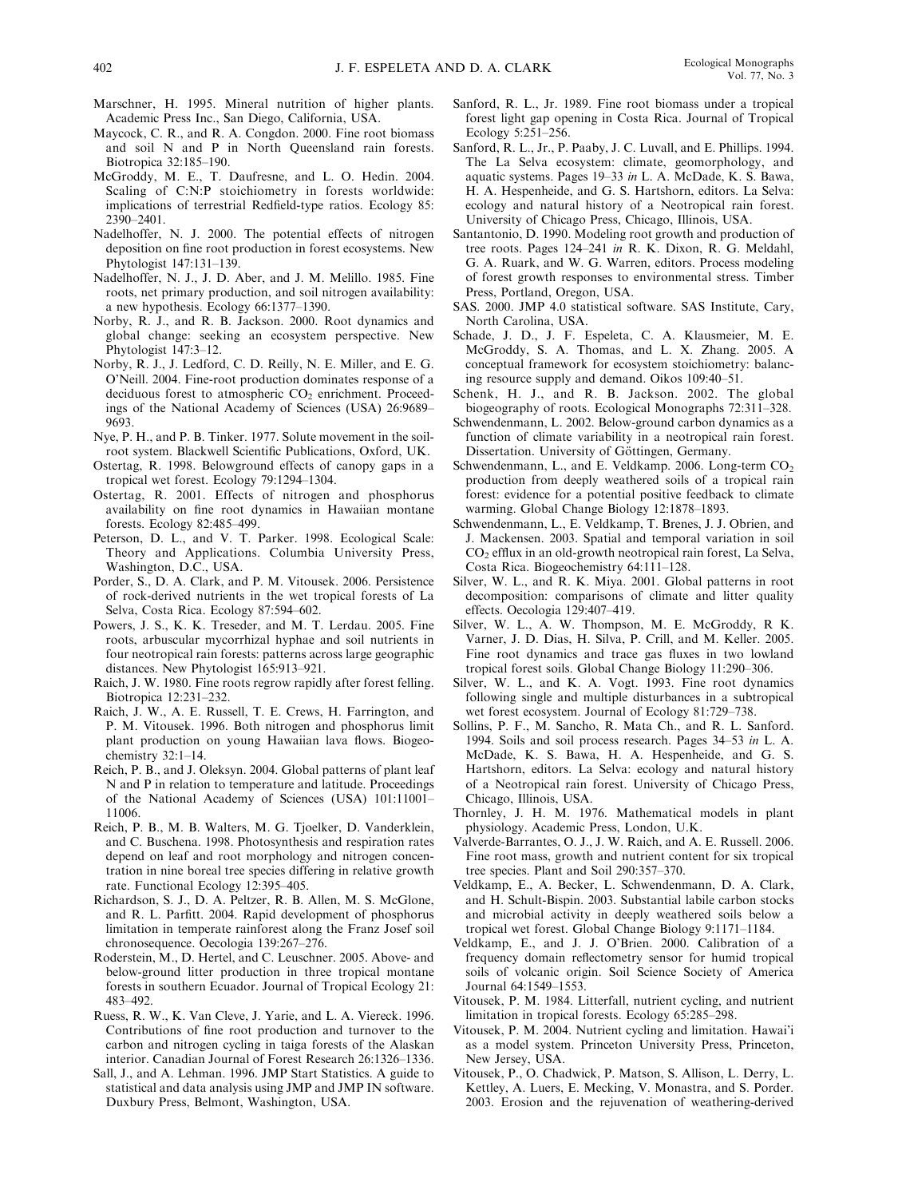Marschner, H. 1995. Mineral nutrition of higher plants. Academic Press Inc., San Diego, California, USA.

Maycock, C. R., and R. A. Congdon. 2000. Fine root biomass and soil N and P in North Queensland rain forests. Biotropica 32:185–190.

McGroddy, M. E., T. Daufresne, and L. O. Hedin. 2004. Scaling of C:N:P stoichiometry in forests worldwide: implications of terrestrial Redfield-type ratios. Ecology 85: 2390–2401.

Nadelhoffer, N. J. 2000. The potential effects of nitrogen deposition on fine root production in forest ecosystems. New Phytologist 147:131–139.

Nadelhoffer, N. J., J. D. Aber, and J. M. Melillo. 1985. Fine roots, net primary production, and soil nitrogen availability: a new hypothesis. Ecology 66:1377–1390.

Norby, R. J., and R. B. Jackson. 2000. Root dynamics and global change: seeking an ecosystem perspective. New Phytologist 147:3–12.

Norby, R. J., J. Ledford, C. D. Reilly, N. E. Miller, and E. G. O'Neill. 2004. Fine-root production dominates response of a deciduous forest to atmospheric $CO_2$ enrichment. Proceedings of the National Academy of Sciences (USA) 26:9689–9693.

Nye, P. H., and P. B. Tinker. 1977. Solute movement in the soil-root system. Blackwell Scientific Publications, Oxford, UK.

Ostertag, R. 1998. Belowground effects of canopy gaps in a tropical wet forest. Ecology 79:1294–1304.

Ostertag, R. 2001. Effects of nitrogen and phosphorus availability on fine root dynamics in Hawaiian montane forests. Ecology 82:485–499.

Peterson, D. L., and V. T. Parker. 1998. Ecological Scale: Theory and Applications. Columbia University Press, Washington, D.C., USA.

Porder, S., D. A. Clark, and P. M. Vitousek. 2006. Persistence of rock-derived nutrients in the wet tropical forests of La Selva, Costa Rica. Ecology 87:594–602.

Powers, J. S., K. K. Treseder, and M. T. Lerdau. 2005. Fine roots, arbuscular mycorrhizal hyphae and soil nutrients in four neotropical rain forests: patterns across large geographic distances. New Phytologist 165:913–921.

Raich, J. W. 1980. Fine roots regrow rapidly after forest felling. Biotropica 12:231–232.

Raich, J. W., A. E. Russell, T. E. Crews, H. Farrington, and P. M. Vitousek. 1996. Both nitrogen and phosphorus limit plant production on young Hawaiian lava flows. Biogeochemistry 32:1–14.

Reich, P. B., and J. Oleksyn. 2004. Global patterns of plant leaf N and P in relation to temperature and latitude. Proceedings of the National Academy of Sciences (USA) 101:11001–11006.

Reich, P. B., M. B. Walters, M. G. Tjoelker, D. Vanderklein, and C. Buschena. 1998. Photosynthesis and respiration rates depend on leaf and root morphology and nitrogen concentration in nine boreal tree species differing in relative growth rate. Functional Ecology 12:395–405.

Richardson, S. J., D. A. Peltzer, R. B. Allen, M. S. McGlone, and R. L. Parfitt. 2004. Rapid development of phosphorus limitation in temperate rainforest along the Franz Josef soil chronosequence. Oecologia 139:267–276.

Roderstein, M., D. Hertel, and C. Leuschner. 2005. Above- and below-ground litter production in three tropical montane forests in southern Ecuador. Journal of Tropical Ecology 21: 483–492.

Ruess, R. W., K. Van Cleve, J. Yarie, and L. A. Viereck. 1996. Contributions of fine root production and turnover to the carbon and nitrogen cycling in taiga forests of the Alaskan interior. Canadian Journal of Forest Research 26:1326–1336.

Sall, J., and A. Lehman. 1996. JMP Start Statistics. A guide to statistical and data analysis using JMP and JMP IN software. Duxbury Press, Belmont, Washington, USA.

Sanford, R. L., Jr. 1989. Fine root biomass under a tropical forest light gap opening in Costa Rica. Journal of Tropical Ecology 5:251–256.

Sanford, R. L., Jr., P. Paaby, J. C. Luvall, and E. Phillips. 1994. The La Selva ecosystem: climate, geomorphology, and aquatic systems. Pages 19–33 *in* L. A. McDade, K. S. Bawa, H. A. Hespenheide, and G. S. Hartshorn, editors. La Selva: ecology and natural history of a Neotropical rain forest. University of Chicago Press, Chicago, Illinois, USA.

Santantonio, D. 1990. Modeling root growth and production of tree roots. Pages 124–241 *in* R. K. Dixon, R. G. Meldahl, G. A. Ruark, and W. G. Warren, editors. Process modeling of forest growth responses to environmental stress. Timber Press, Portland, Oregon, USA.

SAS. 2000. JMP 4.0 statistical software. SAS Institute, Cary, North Carolina, USA.

Schade, J. D., J. F. Espeleta, C. A. Klausmeier, M. E. McGroddy, S. A. Thomas, and L. X. Zhang. 2005. A conceptual framework for ecosystem stoichiometry: balancing resource supply and demand. Oikos 109:40–51.

Schenk, H. J., and R. B. Jackson. 2002. The global biogeography of roots. Ecological Monographs 72:311–328.

Schwendenmann, L. 2002. Below-ground carbon dynamics as a function of climate variability in a neotropical rain forest. Dissertation. University of Göttingen, Germany.

Schwendenmann, L., and E. Veldkamp. 2006. Long-term $CO_2$ production from deeply weathered soils of a tropical rain forest: evidence for a potential positive feedback to climate warming. Global Change Biology 12:1878–1893.

Schwendenmann, L., E. Veldkamp, T. Brenes, J. J. Obrien, and J. Mackensen. 2003. Spatial and temporal variation in soil $CO_2$ efflux in an old-growth neotropical rain forest, La Selva, Costa Rica. Biogeochemistry 64:111–128.

Silver, W. L., and R. K. Miya. 2001. Global patterns in root decomposition: comparisons of climate and litter quality effects. Oecologia 129:407–419.

Silver, W. L., A. W. Thompson, M. E. McGroddy, R K. Varner, J. D. Dias, H. Silva, P. Crill, and M. Keller. 2005. Fine root dynamics and trace gas fluxes in two lowland tropical forest soils. Global Change Biology 11:290–306.

Silver, W. L., and K. A. Vogt. 1993. Fine root dynamics following single and multiple disturbances in a subtropical wet forest ecosystem. Journal of Ecology 81:729–738.

Sollins, P. F., M. Sancho, R. Mata Ch., and R. L. Sanford. 1994. Soils and soil process research. Pages 34–53 *in* L. A. McDade, K. S. Bawa, H. A. Hespenheide, and G. S. Hartshorn, editors. La Selva: ecology and natural history of a Neotropical rain forest. University of Chicago Press, Chicago, Illinois, USA.

Thornley, J. H. M. 1976. Mathematical models in plant physiology. Academic Press, London, U.K.

Valverde-Barrantes, O. J., J. W. Raich, and A. E. Russell. 2006. Fine root mass, growth and nutrient content for six tropical tree species. Plant and Soil 290:357–370.

Veldkamp, E., A. Becker, L. Schwendenmann, D. A. Clark, and H. Schult-Bispin. 2003. Substantial labile carbon stocks and microbial activity in deeply weathered soils below a tropical wet forest. Global Change Biology 9:1171–1184.

Veldkamp, E., and J. J. O'Brien. 2000. Calibration of a frequency domain reflectometry sensor for humid tropical soils of volcanic origin. Soil Science Society of America Journal 64:1549–1553.

Vitousek, P. M. 1984. Litterfall, nutrient cycling, and nutrient limitation in tropical forests. Ecology 65:285–298.

Vitousek, P. M. 2004. Nutrient cycling and limitation. Hawai'i as a model system. Princeton University Press, Princeton, New Jersey, USA.

Vitousek, P., O. Chadwick, P. Matson, S. Allison, L. Derry, L. Kettley, A. Luers, E. Mecking, V. Monastra, and S. Porder. 2003. Erosion and the rejuvenation of weathering-derived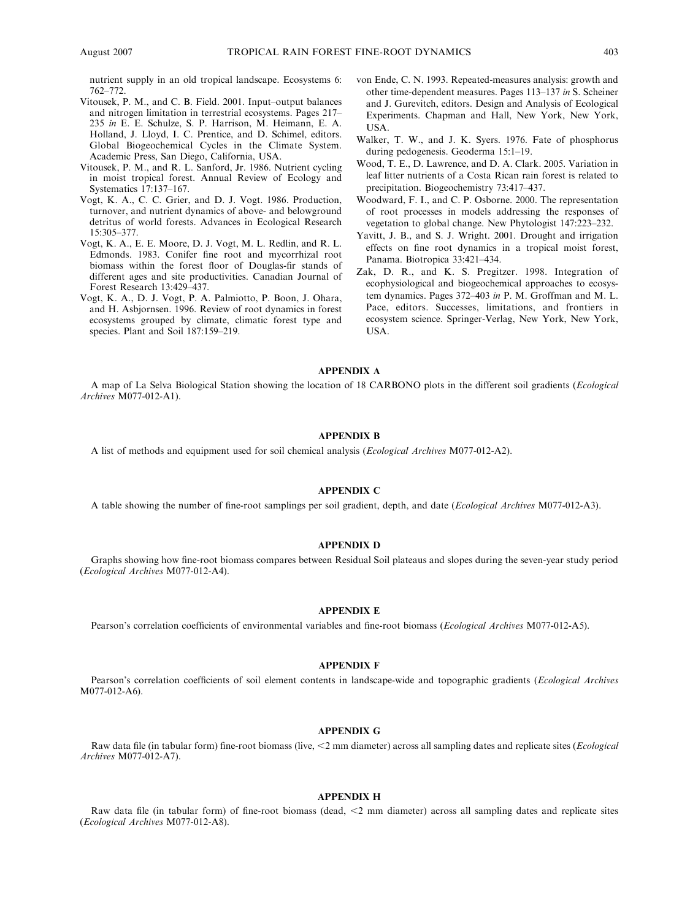nutrient supply in an old tropical landscape. Ecosystems 6: 762–772.

Vitousek, P. M., and C. B. Field. 2001. Input–output balances and nitrogen limitation in terrestrial ecosystems. Pages 217–235 *in* E. E. Schulze, S. P. Harrison, M. Heimann, E. A. Holland, J. Lloyd, I. C. Prentice, and D. Schimel, editors. Global Biogeochemical Cycles in the Climate System. Academic Press, San Diego, California, USA.

Vitousek, P. M., and R. L. Sanford, Jr. 1986. Nutrient cycling in moist tropical forest. Annual Review of Ecology and Systematics 17:137–167.

Vogt, K. A., C. C. Grier, and D. J. Vogt. 1986. Production, turnover, and nutrient dynamics of above- and belowground detritus of world forests. Advances in Ecological Research 15:305–377.

Vogt, K. A., E. E. Moore, D. J. Vogt, M. L. Redlin, and R. L. Edmonds. 1983. Conifer fine root and mycorrhizal root biomass within the forest floor of Douglas-fir stands of different ages and site productivities. Canadian Journal of Forest Research 13:429–437.

Vogt, K. A., D. J. Vogt, P. A. Palmiotto, P. Boon, J. Ohara, and H. Asbjornsen. 1996. Review of root dynamics in forest ecosystems grouped by climate, climatic forest type and species. Plant and Soil 187:159–219.

von Ende, C. N. 1993. Repeated-measures analysis: growth and other time-dependent measures. Pages 113–137 *in* S. Scheiner and J. Gurevitch, editors. Design and Analysis of Ecological Experiments. Chapman and Hall, New York, New York, USA.

Walker, T. W., and J. K. Syers. 1976. Fate of phosphorus during pedogenesis. Geoderma 15:1–19.

Wood, T. E., D. Lawrence, and D. A. Clark. 2005. Variation in leaf litter nutrients of a Costa Rican rain forest is related to precipitation. Biogeochemistry 73:417–437.

Woodward, F. I., and C. P. Osborne. 2000. The representation of root processes in models addressing the responses of vegetation to global change. New Phytologist 147:223–232.

Yavitt, J. B., and S. J. Wright. 2001. Drought and irrigation effects on fine root dynamics in a tropical moist forest, Panama. Biotropica 33:421–434.

Zak, D. R., and K. S. Pregitzer. 1998. Integration of ecophysiological and biogeochemical approaches to ecosystem dynamics. Pages 372–403 *in* P. M. Groffman and M. L. Pace, editors. Successes, limitations, and frontiers in ecosystem science. Springer-Verlag, New York, New York, USA.

## APPENDIX A

A map of La Selva Biological Station showing the location of 18 CARBONO plots in the different soil gradients (*Ecological Archives* M077-012-A1).

## APPENDIX B

A list of methods and equipment used for soil chemical analysis (*Ecological Archives* M077-012-A2).

## APPENDIX C

A table showing the number of fine-root samplings per soil gradient, depth, and date (*Ecological Archives* M077-012-A3).

## APPENDIX D

Graphs showing how fine-root biomass compares between Residual Soil plateaus and slopes during the seven-year study period (*Ecological Archives* M077-012-A4).

## APPENDIX E

Pearson's correlation coefficients of environmental variables and fine-root biomass (*Ecological Archives* M077-012-A5).

## APPENDIX F

Pearson's correlation coefficients of soil element contents in landscape-wide and topographic gradients (*Ecological Archives* M077-012-A6).

## APPENDIX G

Raw data file (in tabular form) fine-root biomass (live, <2 mm diameter) across all sampling dates and replicate sites (*Ecological Archives* M077-012-A7).

## APPENDIX H

Raw data file (in tabular form) of fine-root biomass (dead, <2 mm diameter) across all sampling dates and replicate sites (*Ecological Archives* M077-012-A8).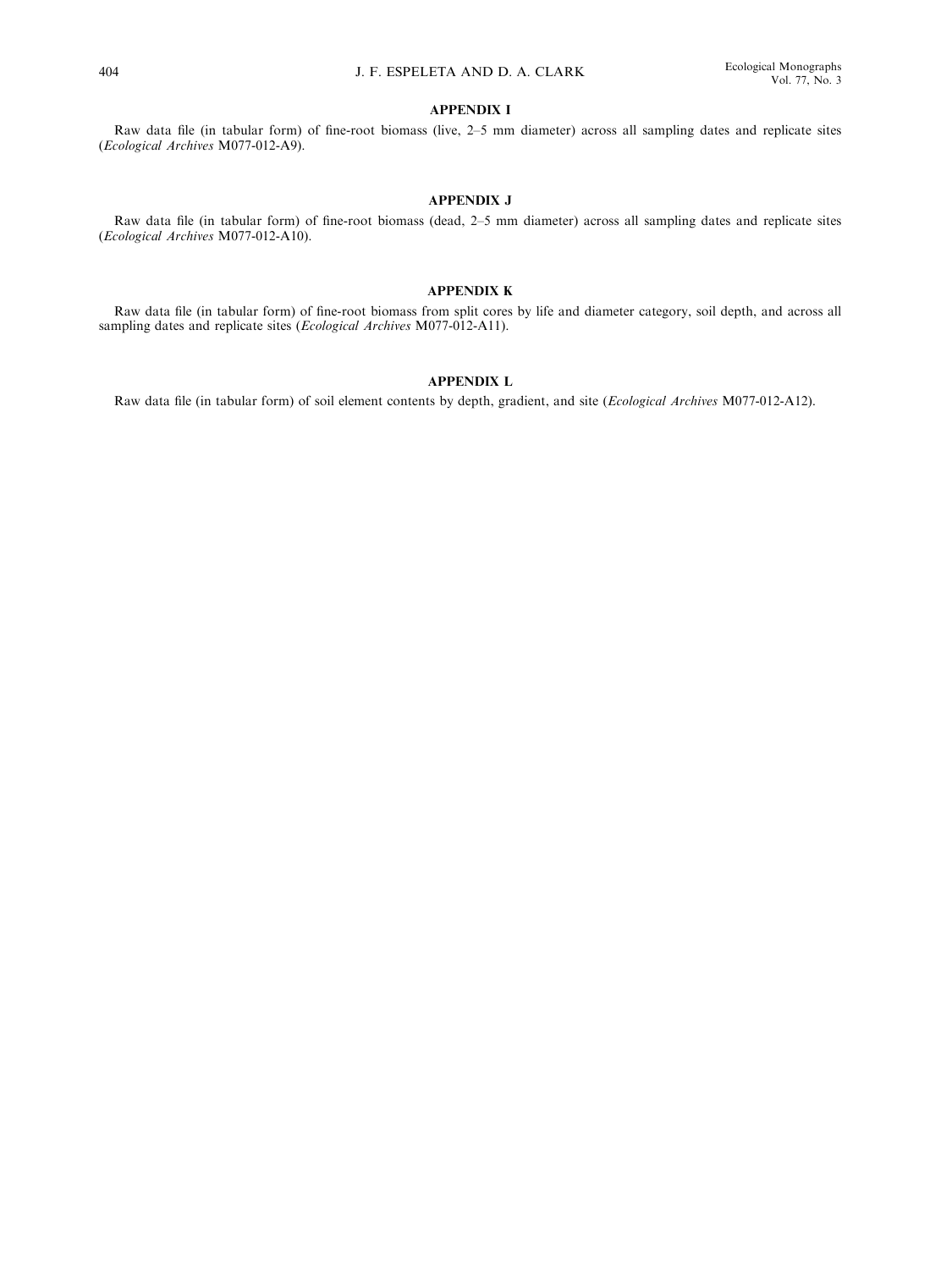## APPENDIX I

Raw data file (in tabular form) of fine-root biomass (live, 2–5 mm diameter) across all sampling dates and replicate sites (*Ecological Archives* M077-012-A9).

## APPENDIX J

Raw data file (in tabular form) of fine-root biomass (dead, 2–5 mm diameter) across all sampling dates and replicate sites (*Ecological Archives* M077-012-A10).

## APPENDIX K

Raw data file (in tabular form) of fine-root biomass from split cores by life and diameter category, soil depth, and across all sampling dates and replicate sites (*Ecological Archives* M077-012-A11).

## APPENDIX L

Raw data file (in tabular form) of soil element contents by depth, gradient, and site (*Ecological Archives* M077-012-A12).